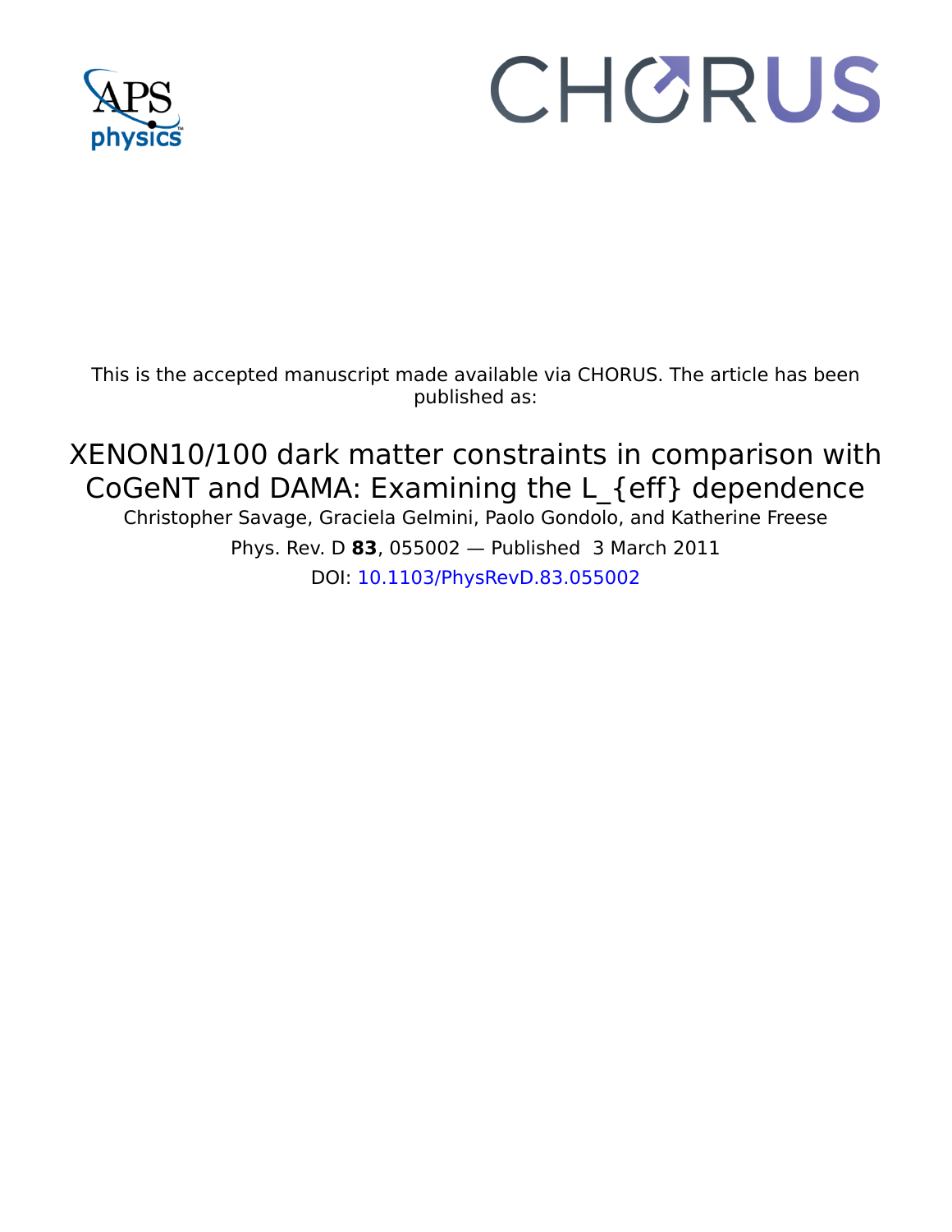This is the accepted manuscript made available via CHORUS. The article has been published as:

# XENON10/100 dark matter constraints in comparison with CoGeNT and DAMA: Examining the L_{eff} dependence

Christopher Savage, Graciela Gelmini, Paolo Gondolo, and Katherine Freese

Phys. Rev. D **83**, 055002 — Published 3 March 2011

DOI: 10.1103/PhysRevD.83.055002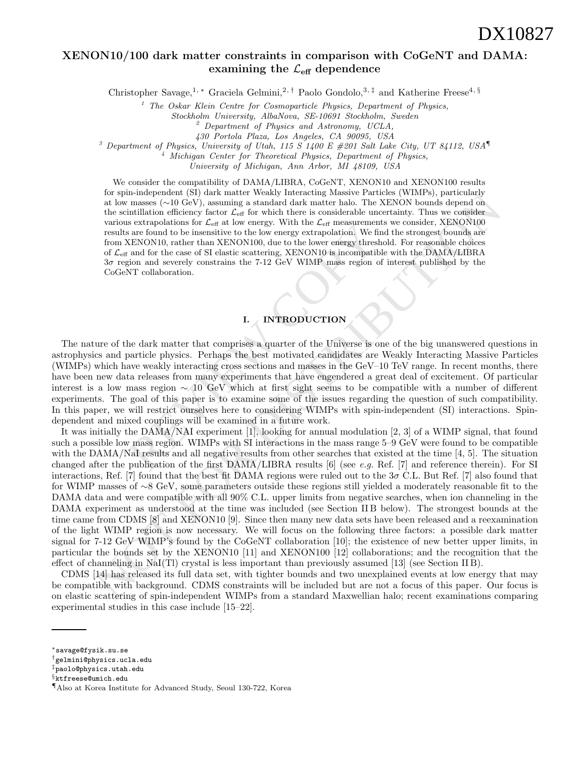# XENON10/100 dark matter constraints in comparison with CoGeNT and DAMA: examining the $\mathcal{L}_{\rm eff}$ dependence

Christopher Savage,[1,*] Graciela Gelmini,[2,†] Paolo Gondolo,[3,‡] and Katherine Freese[4,§]

[1] *The Oskar Klein Centre for Cosmoparticle Physics, Department of Physics, Stockholm University, AlbaNova, SE-10691 Stockholm, Sweden*
[2] *Department of Physics and Astronomy, UCLA, 430 Portola Plaza, Los Angeles, CA 90095, USA*
[3] *Department of Physics, University of Utah, 115 S 1400 E #201 Salt Lake City, UT 84112, USA*[¶]
[4] *Michigan Center for Theoretical Physics, Department of Physics, University of Michigan, Ann Arbor, MI 48109, USA*

We consider the compatibility of DAMA/LIBRA, CoGeNT, XENON10 and XENON100 results for spin-independent (SI) dark matter Weakly Interacting Massive Particles (WIMPs), particularly at low masses (∼10 GeV), assuming a standard dark matter halo. The XENON bounds depend on the scintillation efficiency factor $\mathcal{L}_{\rm eff}$ for which there is considerable uncertainty. Thus we consider various extrapolations for $\mathcal{L}_{\rm eff}$ at low energy. With the $\mathcal{L}_{\rm eff}$ measurements we consider, XENON100 results are found to be insensitive to the low energy extrapolation. We find the strongest bounds are from XENON10, rather than XENON100, due to the lower energy threshold. For reasonable choices of $\mathcal{L}_{\rm eff}$ and for the case of SI elastic scattering, XENON10 is incompatible with the DAMA/LIBRA $3\sigma$ region and severely constrains the 7-12 GeV WIMP mass region of interest published by the CoGeNT collaboration.

## I. INTRODUCTION

The nature of the dark matter that comprises a quarter of the Universe is one of the big unanswered questions in astrophysics and particle physics. Perhaps the best motivated candidates are Weakly Interacting Massive Particles (WIMPs) which have weakly interacting cross sections and masses in the GeV–10 TeV range. In recent months, there have been new data releases from many experiments that have engendered a great deal of excitement. Of particular interest is a low mass region ∼ 10 GeV which at first sight seems to be compatible with a number of different experiments. The goal of this paper is to examine some of the issues regarding the question of such compatibility. In this paper, we will restrict ourselves here to considering WIMPs with spin-independent (SI) interactions. Spin-dependent and mixed couplings will be examined in a future work.

It was initially the DAMA/NAI experiment [1], looking for annual modulation [2, 3] of a WIMP signal, that found such a possible low mass region. WIMPs with SI interactions in the mass range 5–9 GeV were found to be compatible with the DAMA/NaI results and all negative results from other searches that existed at the time [4, 5]. The situation changed after the publication of the first DAMA/LIBRA results [6] (see *e.g.* Ref. [7] and reference therein). For SI interactions, Ref. [7] found that the best fit DAMA regions were ruled out to the $3\sigma$ C.L. But Ref. [7] also found that for WIMP masses of ∼8 GeV, some parameters outside these regions still yielded a moderately reasonable fit to the DAMA data and were compatible with all 90% C.L. upper limits from negative searches, when ion channeling in the DAMA experiment as understood at the time was included (see Section II B below). The strongest bounds at the time came from CDMS [8] and XENON10 [9]. Since then many new data sets have been released and a reexamination of the light WIMP region is now necessary. We will focus on the following three factors: a possible dark matter signal for 7-12 GeV WIMP's found by the CoGeNT collaboration [10]; the existence of new better upper limits, in particular the bounds set by the XENON10 [11] and XENON100 [12] collaborations; and the recognition that the effect of channeling in NaI(Tl) crystal is less important than previously assumed [13] (see Section II B).

CDMS [14] has released its full data set, with tighter bounds and two unexplained events at low energy that may be compatible with background. CDMS constraints will be included but are not a focus of this paper. Our focus is on elastic scattering of spin-independent WIMPs from a standard Maxwellian halo; recent examinations comparing experimental studies in this case include [15–22].

---

* savage@fysik.su.se
† gelmini@physics.ucla.edu
‡ paolo@physics.utah.edu
§ ktfreese@umich.edu
¶ Also at Korea Institute for Advanced Study, Seoul 130-722, Korea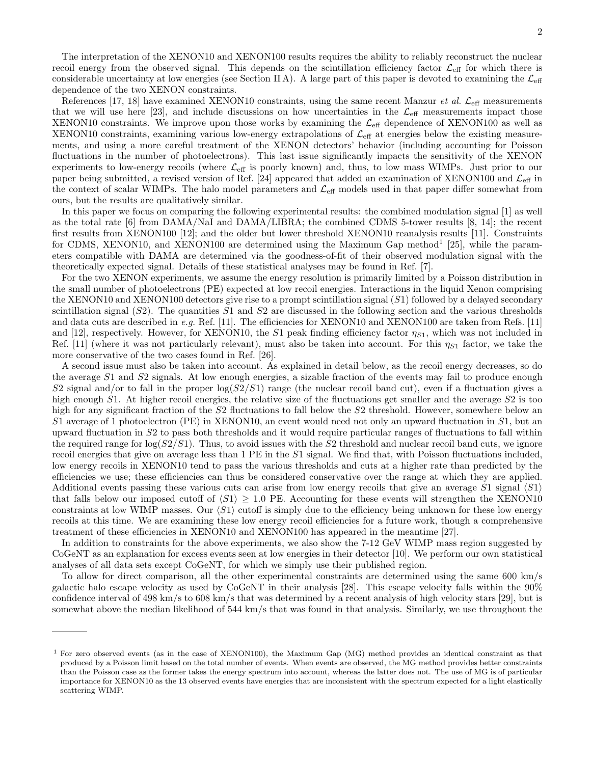The interpretation of the XENON10 and XENON100 results requires the ability to reliably reconstruct the nuclear recoil energy from the observed signal. This depends on the scintillation efficiency factor $\mathcal{L}_{\rm eff}$ for which there is considerable uncertainty at low energies (see Section II A). A large part of this paper is devoted to examining the $\mathcal{L}_{\rm eff}$ dependence of the two XENON constraints.

References [17, 18] have examined XENON10 constraints, using the same recent Manzur *et al.* $\mathcal{L}_{\rm eff}$ measurements that we will use here [23], and include discussions on how uncertainties in the $\mathcal{L}_{\rm eff}$ measurements impact those XENON10 constraints. We improve upon those works by examining the $\mathcal{L}_{\rm eff}$ dependence of XENON100 as well as XENON10 constraints, examining various low-energy extrapolations of $\mathcal{L}_{\rm eff}$ at energies below the existing measurements, and using a more careful treatment of the XENON detectors' behavior (including accounting for Poisson fluctuations in the number of photoelectrons). This last issue significantly impacts the sensitivity of the XENON experiments to low-energy recoils (where $\mathcal{L}_{\rm eff}$ is poorly known) and, thus, to low mass WIMPs. Just prior to our paper being submitted, a revised version of Ref. [24] appeared that added an examination of XENON100 and $\mathcal{L}_{\rm eff}$ in the context of scalar WIMPs. The halo model parameters and $\mathcal{L}_{\rm eff}$ models used in that paper differ somewhat from ours, but the results are qualitatively similar.

In this paper we focus on comparing the following experimental results: the combined modulation signal [1] as well as the total rate [6] from DAMA/NaI and DAMA/LIBRA; the combined CDMS 5-tower results [8, 14]; the recent first results from XENON100 [12]; and the older but lower threshold XENON10 reanalysis results [11]. Constraints for CDMS, XENON10, and XENON100 are determined using the Maximum Gap method[1] [25], while the parameters compatible with DAMA are determined via the goodness-of-fit of their observed modulation signal with the theoretically expected signal. Details of these statistical analyses may be found in Ref. [7].

For the two XENON experiments, we assume the energy resolution is primarily limited by a Poisson distribution in the small number of photoelectrons (PE) expected at low recoil energies. Interactions in the liquid Xenon comprising the XENON10 and XENON100 detectors give rise to a prompt scintillation signal ($S1$) followed by a delayed secondary scintillation signal ($S2$). The quantities $S1$ and $S2$ are discussed in the following section and the various thresholds and data cuts are described in *e.g.* Ref. [11]. The efficiencies for XENON10 and XENON100 are taken from Refs. [11] and [12], respectively. However, for XENON10, the $S1$ peak finding efficiency factor $\eta_{S1}$, which was not included in Ref. [11] (where it was not particularly relevant), must also be taken into account. For this $\eta_{S1}$ factor, we take the more conservative of the two cases found in Ref. [26].

A second issue must also be taken into account. As explained in detail below, as the recoil energy decreases, so do the average $S1$ and $S2$ signals. At low enough energies, a sizable fraction of the events may fail to produce enough $S2$ signal and/or to fall in the proper $\log(S2/S1)$ range (the nuclear recoil band cut), even if a fluctuation gives a high enough $S1$. At higher recoil energies, the relative size of the fluctuations get smaller and the average $S2$ is too high for any significant fraction of the $S2$ fluctuations to fall below the $S2$ threshold. However, somewhere below an $S1$ average of 1 photoelectron (PE) in XENON10, an event would need not only an upward fluctuation in $S1$, but an upward fluctuation in $S2$ to pass both thresholds and it would require particular ranges of fluctuations to fall within the required range for $\log(S2/S1)$. Thus, to avoid issues with the $S2$ threshold and nuclear recoil band cuts, we ignore recoil energies that give on average less than 1 PE in the $S1$ signal. We find that, with Poisson fluctuations included, low energy recoils in XENON10 tend to pass the various thresholds and cuts at a higher rate than predicted by the efficiencies we use; these efficiencies can thus be considered conservative over the range at which they are applied. Additional events passing these various cuts can arise from low energy recoils that give an average $S1$ signal $\langle S1 \rangle$ that falls below our imposed cutoff of $\langle S1 \rangle \geq 1.0$ PE. Accounting for these events will strengthen the XENON10 constraints at low WIMP masses. Our $\langle S1 \rangle$ cutoff is simply due to the efficiency being unknown for these low energy recoils at this time. We are examining these low energy recoil efficiencies for a future work, though a comprehensive treatment of these efficiencies in XENON10 and XENON100 has appeared in the meantime [27].

In addition to constraints for the above experiments, we also show the 7-12 GeV WIMP mass region suggested by CoGeNT as an explanation for excess events seen at low energies in their detector [10]. We perform our own statistical analyses of all data sets except CoGeNT, for which we simply use their published region.

To allow for direct comparison, all the other experimental constraints are determined using the same 600 km/s galactic halo escape velocity as used by CoGeNT in their analysis [28]. This escape velocity falls within the 90% confidence interval of 498 km/s to 608 km/s that was determined by a recent analysis of high velocity stars [29], but is somewhat above the median likelihood of 544 km/s that was found in that analysis. Similarly, we use throughout the

---

[1] For zero observed events (as in the case of XENON100), the Maximum Gap (MG) method provides an identical constraint as that produced by a Poisson limit based on the total number of events. When events are observed, the MG method provides better constraints than the Poisson case as the former takes the energy spectrum into account, whereas the latter does not. The use of MG is of particular importance for XENON10 as the 13 observed events have energies that are inconsistent with the spectrum expected for a light elastically scattering WIMP.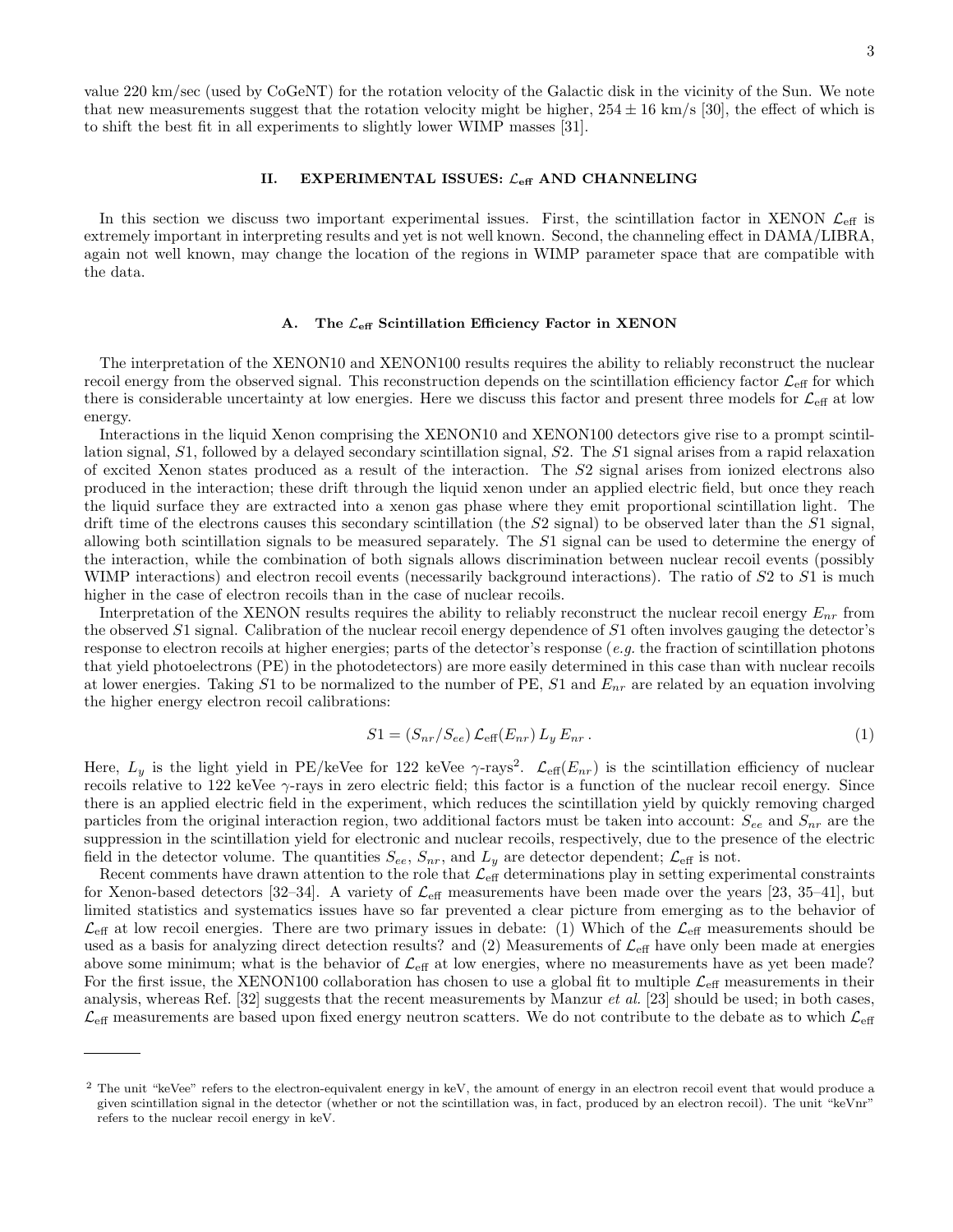value 220 km/sec (used by CoGeNT) for the rotation velocity of the Galactic disk in the vicinity of the Sun. We note that new measurements suggest that the rotation velocity might be higher, $254 \pm 16$ km/s [30], the effect of which is to shift the best fit in all experiments to slightly lower WIMP masses [31].

## II. EXPERIMENTAL ISSUES: $\mathcal{L}_{\text{eff}}$ AND CHANNELING

In this section we discuss two important experimental issues. First, the scintillation factor in XENON $\mathcal{L}_{\text{eff}}$ is extremely important in interpreting results and yet is not well known. Second, the channeling effect in DAMA/LIBRA, again not well known, may change the location of the regions in WIMP parameter space that are compatible with the data.

### A. The $\mathcal{L}_{\text{eff}}$ Scintillation Efficiency Factor in XENON

The interpretation of the XENON10 and XENON100 results requires the ability to reliably reconstruct the nuclear recoil energy from the observed signal. This reconstruction depends on the scintillation efficiency factor $\mathcal{L}_{\text{eff}}$ for which there is considerable uncertainty at low energies. Here we discuss this factor and present three models for $\mathcal{L}_{\text{eff}}$ at low energy.

Interactions in the liquid Xenon comprising the XENON10 and XENON100 detectors give rise to a prompt scintillation signal, $S1$, followed by a delayed secondary scintillation signal, $S2$. The $S1$ signal arises from a rapid relaxation of excited Xenon states produced as a result of the interaction. The $S2$ signal arises from ionized electrons also produced in the interaction; these drift through the liquid xenon under an applied electric field, but once they reach the liquid surface they are extracted into a xenon gas phase where they emit proportional scintillation light. The drift time of the electrons causes this secondary scintillation (the $S2$ signal) to be observed later than the $S1$ signal, allowing both scintillation signals to be measured separately. The $S1$ signal can be used to determine the energy of the interaction, while the combination of both signals allows discrimination between nuclear recoil events (possibly WIMP interactions) and electron recoil events (necessarily background interactions). The ratio of $S2$ to $S1$ is much higher in the case of electron recoils than in the case of nuclear recoils.

Interpretation of the XENON results requires the ability to reliably reconstruct the nuclear recoil energy $E_{nr}$ from the observed $S1$ signal. Calibration of the nuclear recoil energy dependence of $S1$ often involves gauging the detector's response to electron recoils at higher energies; parts of the detector's response (*e.g.* the fraction of scintillation photons that yield photoelectrons (PE) in the photodetectors) are more easily determined in this case than with nuclear recoils at lower energies. Taking $S1$ to be normalized to the number of PE, $S1$ and $E_{nr}$ are related by an equation involving the higher energy electron recoil calibrations:

$$S1 = (S_{nr}/S_{ee})\, \mathcal{L}_{\text{eff}}(E_{nr})\, L_y\, E_{nr}\,. \tag{1}$$

Here, $L_y$ is the light yield in PE/keVee for 122 keVee $\gamma$-rays[2]. $\mathcal{L}_{\text{eff}}(E_{nr})$ is the scintillation efficiency of nuclear recoils relative to 122 keVee $\gamma$-rays in zero electric field; this factor is a function of the nuclear recoil energy. Since there is an applied electric field in the experiment, which reduces the scintillation yield by quickly removing charged particles from the original interaction region, two additional factors must be taken into account: $S_{ee}$ and $S_{nr}$ are the suppression in the scintillation yield for electronic and nuclear recoils, respectively, due to the presence of the electric field in the detector volume. The quantities $S_{ee}$, $S_{nr}$, and $L_y$ are detector dependent; $\mathcal{L}_{\text{eff}}$ is not.

Recent comments have drawn attention to the role that $\mathcal{L}_{\text{eff}}$ determinations play in setting experimental constraints for Xenon-based detectors [32–34]. A variety of $\mathcal{L}_{\text{eff}}$ measurements have been made over the years [23, 35–41], but limited statistics and systematics issues have so far prevented a clear picture from emerging as to the behavior of $\mathcal{L}_{\text{eff}}$ at low recoil energies. There are two primary issues in debate: (1) Which of the $\mathcal{L}_{\text{eff}}$ measurements should be used as a basis for analyzing direct detection results? and (2) Measurements of $\mathcal{L}_{\text{eff}}$ have only been made at energies above some minimum; what is the behavior of $\mathcal{L}_{\text{eff}}$ at low energies, where no measurements have as yet been made? For the first issue, the XENON100 collaboration has chosen to use a global fit to multiple $\mathcal{L}_{\text{eff}}$ measurements in their analysis, whereas Ref. [32] suggests that the recent measurements by Manzur *et al.* [23] should be used; in both cases, $\mathcal{L}_{\text{eff}}$ measurements are based upon fixed energy neutron scatters. We do not contribute to the debate as to which $\mathcal{L}_{\text{eff}}$

---

[2] The unit "keVee" refers to the electron-equivalent energy in keV, the amount of energy in an electron recoil event that would produce a given scintillation signal in the detector (whether or not the scintillation was, in fact, produced by an electron recoil). The unit "keVnr" refers to the nuclear recoil energy in keV.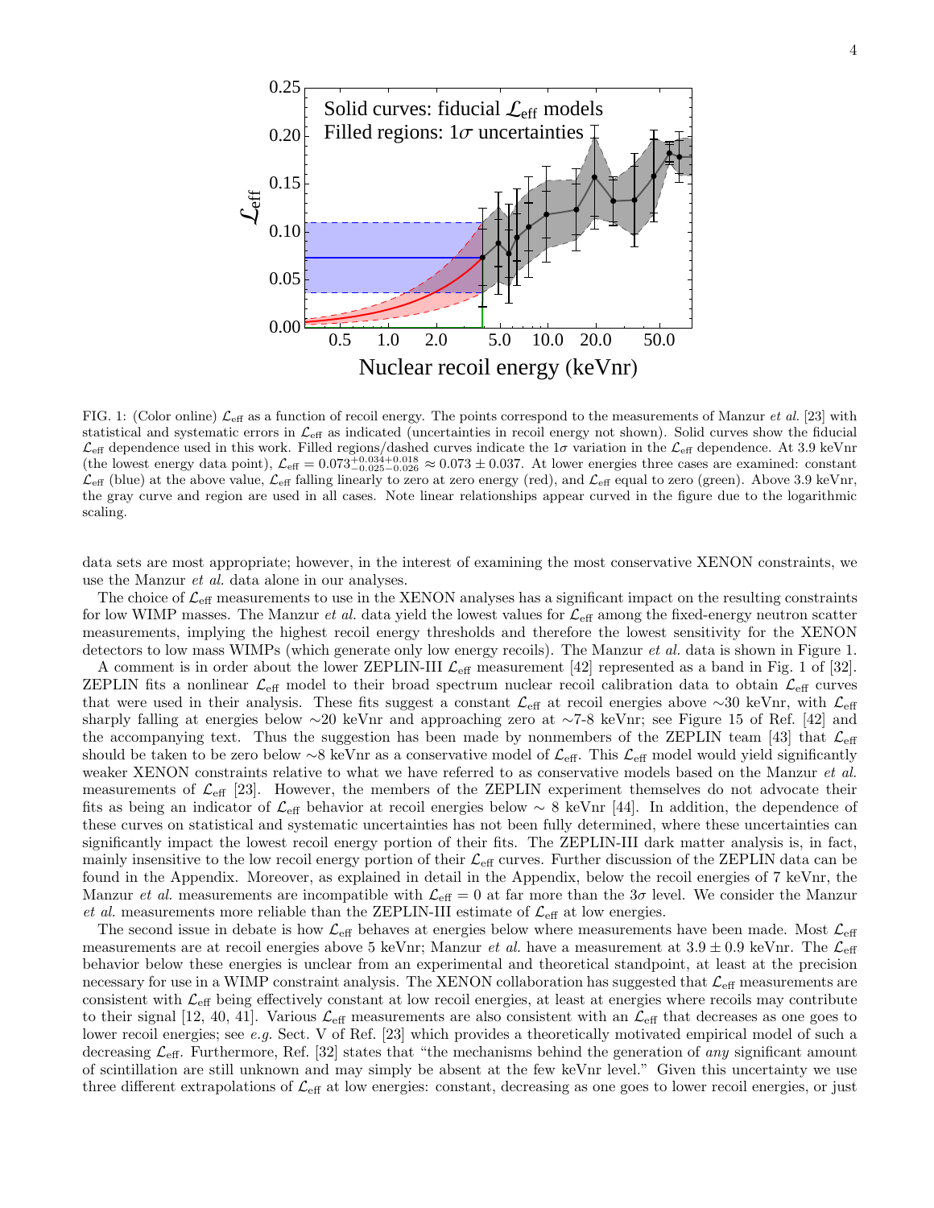FIG. 1: (Color online) $\mathcal{L}_{\rm eff}$ as a function of recoil energy. The points correspond to the measurements of Manzur *et al.* [23] with statistical and systematic errors in $\mathcal{L}_{\rm eff}$ as indicated (uncertainties in recoil energy not shown). Solid curves show the fiducial $\mathcal{L}_{\rm eff}$ dependence used in this work. Filled regions/dashed curves indicate the $1\sigma$ variation in the $\mathcal{L}_{\rm eff}$ dependence. At 3.9 keVnr (the lowest energy data point), $\mathcal{L}_{\rm eff} = 0.073^{+0.034+0.018}_{-0.025-0.026} \approx 0.073 \pm 0.037$. At lower energies three cases are examined: constant $\mathcal{L}_{\rm eff}$ (blue) at the above value, $\mathcal{L}_{\rm eff}$ falling linearly to zero at zero energy (red), and $\mathcal{L}_{\rm eff}$ equal to zero (green). Above 3.9 keVnr, the gray curve and region are used in all cases. Note linear relationships appear curved in the figure due to the logarithmic scaling.

data sets are most appropriate; however, in the interest of examining the most conservative XENON constraints, we use the Manzur *et al.* data alone in our analyses.

The choice of $\mathcal{L}_{\rm eff}$ measurements to use in the XENON analyses has a significant impact on the resulting constraints for low WIMP masses. The Manzur *et al.* data yield the lowest values for $\mathcal{L}_{\rm eff}$ among the fixed-energy neutron scatter measurements, implying the highest recoil energy thresholds and therefore the lowest sensitivity for the XENON detectors to low mass WIMPs (which generate only low energy recoils). The Manzur *et al.* data is shown in Figure 1.

A comment is in order about the lower ZEPLIN-III $\mathcal{L}_{\rm eff}$ measurement [42] represented as a band in Fig. 1 of [32]. ZEPLIN fits a nonlinear $\mathcal{L}_{\rm eff}$ model to their broad spectrum nuclear recoil calibration data to obtain $\mathcal{L}_{\rm eff}$ curves that were used in their analysis. These fits suggest a constant $\mathcal{L}_{\rm eff}$ at recoil energies above ∼30 keVnr, with $\mathcal{L}_{\rm eff}$ sharply falling at energies below ∼20 keVnr and approaching zero at ∼7-8 keVnr; see Figure 15 of Ref. [42] and the accompanying text. Thus the suggestion has been made by nonmembers of the ZEPLIN team [43] that $\mathcal{L}_{\rm eff}$ should be taken to be zero below ∼8 keVnr as a conservative model of $\mathcal{L}_{\rm eff}$. This $\mathcal{L}_{\rm eff}$ model would yield significantly weaker XENON constraints relative to what we have referred to as conservative models based on the Manzur *et al.* measurements of $\mathcal{L}_{\rm eff}$ [23]. However, the members of the ZEPLIN experiment themselves do not advocate their fits as being an indicator of $\mathcal{L}_{\rm eff}$ behavior at recoil energies below ∼ 8 keVnr [44]. In addition, the dependence of these curves on statistical and systematic uncertainties has not been fully determined, where these uncertainties can significantly impact the lowest recoil energy portion of their fits. The ZEPLIN-III dark matter analysis is, in fact, mainly insensitive to the low recoil energy portion of their $\mathcal{L}_{\rm eff}$ curves. Further discussion of the ZEPLIN data can be found in the Appendix. Moreover, as explained in detail in the Appendix, below the recoil energies of 7 keVnr, the Manzur *et al.* measurements are incompatible with $\mathcal{L}_{\rm eff} = 0$ at far more than the $3\sigma$ level. We consider the Manzur *et al.* measurements more reliable than the ZEPLIN-III estimate of $\mathcal{L}_{\rm eff}$ at low energies.

The second issue in debate is how $\mathcal{L}_{\rm eff}$ behaves at energies below where measurements have been made. Most $\mathcal{L}_{\rm eff}$ measurements are at recoil energies above 5 keVnr; Manzur *et al.* have a measurement at $3.9 \pm 0.9$ keVnr. The $\mathcal{L}_{\rm eff}$ behavior below these energies is unclear from an experimental and theoretical standpoint, at least at the precision necessary for use in a WIMP constraint analysis. The XENON collaboration has suggested that $\mathcal{L}_{\rm eff}$ measurements are consistent with $\mathcal{L}_{\rm eff}$ being effectively constant at low recoil energies, at least at energies where recoils may contribute to their signal [12, 40, 41]. Various $\mathcal{L}_{\rm eff}$ measurements are also consistent with an $\mathcal{L}_{\rm eff}$ that decreases as one goes to lower recoil energies; see *e.g.* Sect. V of Ref. [23] which provides a theoretically motivated empirical model of such a decreasing $\mathcal{L}_{\rm eff}$. Furthermore, Ref. [32] states that "the mechanisms behind the generation of *any* significant amount of scintillation are still unknown and may simply be absent at the few keVnr level." Given this uncertainty we use three different extrapolations of $\mathcal{L}_{\rm eff}$ at low energies: constant, decreasing as one goes to lower recoil energies, or just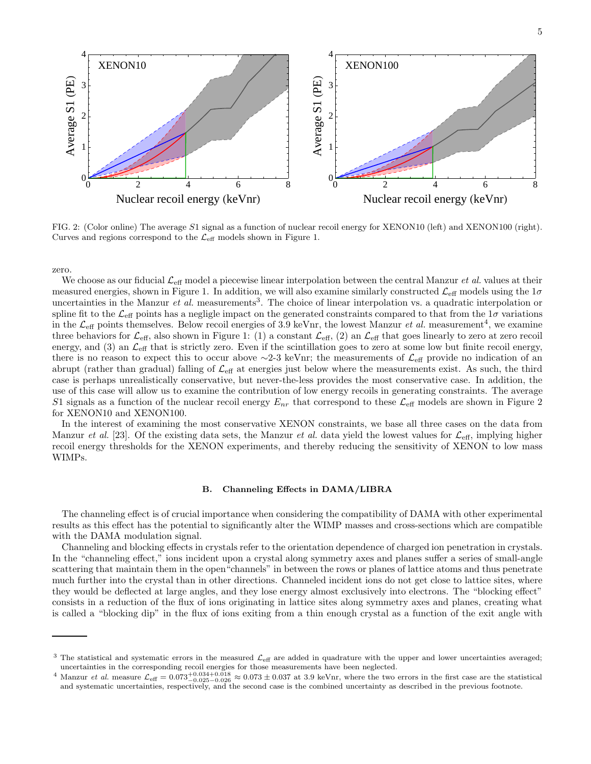FIG. 2: (Color online) The average $S1$ signal as a function of nuclear recoil energy for XENON10 (left) and XENON100 (right). Curves and regions correspond to the $\mathcal{L}_{\rm eff}$ models shown in Figure 1.

zero.

We choose as our fiducial $\mathcal{L}_{\rm eff}$ model a piecewise linear interpolation between the central Manzur *et al.* values at their measured energies, shown in Figure 1. In addition, we will also examine similarly constructed $\mathcal{L}_{\rm eff}$ models using the $1\sigma$ uncertainties in the Manzur *et al.* measurements[3]. The choice of linear interpolation vs. a quadratic interpolation or spline fit to the $\mathcal{L}_{\rm eff}$ points has a negligle impact on the generated constraints compared to that from the $1\sigma$ variations in the $\mathcal{L}_{\rm eff}$ points themselves. Below recoil energies of 3.9 keVnr, the lowest Manzur *et al.* measurement[4], we examine three behaviors for $\mathcal{L}_{\rm eff}$, also shown in Figure 1: (1) a constant $\mathcal{L}_{\rm eff}$, (2) an $\mathcal{L}_{\rm eff}$ that goes linearly to zero at zero recoil energy, and (3) an $\mathcal{L}_{\rm eff}$ that is strictly zero. Even if the scintillation goes to zero at some low but finite recoil energy, there is no reason to expect this to occur above ~2-3 keVnr; the measurements of $\mathcal{L}_{\rm eff}$ provide no indication of an abrupt (rather than gradual) falling of $\mathcal{L}_{\rm eff}$ at energies just below where the measurements exist. As such, the third case is perhaps unrealistically conservative, but never-the-less provides the most conservative case. In addition, the use of this case will allow us to examine the contribution of low energy recoils in generating constraints. The average $S1$ signals as a function of the nuclear recoil energy $E_{nr}$ that correspond to these $\mathcal{L}_{\rm eff}$ models are shown in Figure 2 for XENON10 and XENON100.

In the interest of examining the most conservative XENON constraints, we base all three cases on the data from Manzur *et al.* [23]. Of the existing data sets, the Manzur *et al.* data yield the lowest values for $\mathcal{L}_{\rm eff}$, implying higher recoil energy thresholds for the XENON experiments, and thereby reducing the sensitivity of XENON to low mass WIMPs.

### B. Channeling Effects in DAMA/LIBRA

The channeling effect is of crucial importance when considering the compatibility of DAMA with other experimental results as this effect has the potential to significantly alter the WIMP masses and cross-sections which are compatible with the DAMA modulation signal.

Channeling and blocking effects in crystals refer to the orientation dependence of charged ion penetration in crystals. In the "channeling effect," ions incident upon a crystal along symmetry axes and planes suffer a series of small-angle scattering that maintain them in the open"channels" in between the rows or planes of lattice atoms and thus penetrate much further into the crystal than in other directions. Channeled incident ions do not get close to lattice sites, where they would be deflected at large angles, and they lose energy almost exclusively into electrons. The "blocking effect" consists in a reduction of the flux of ions originating in lattice sites along symmetry axes and planes, creating what is called a "blocking dip" in the flux of ions exiting from a thin enough crystal as a function of the exit angle with

---

[3] The statistical and systematic errors in the measured $\mathcal{L}_{\rm eff}$ are added in quadrature with the upper and lower uncertainties averaged; uncertainties in the corresponding recoil energies for those measurements have been neglected.

[4] Manzur *et al.* measure $\mathcal{L}_{\rm eff} = 0.073^{+0.034+0.018}_{-0.025-0.026} \approx 0.073 \pm 0.037$ at 3.9 keVnr, where the two errors in the first case are the statistical and systematic uncertainties, respectively, and the second case is the combined uncertainty as described in the previous footnote.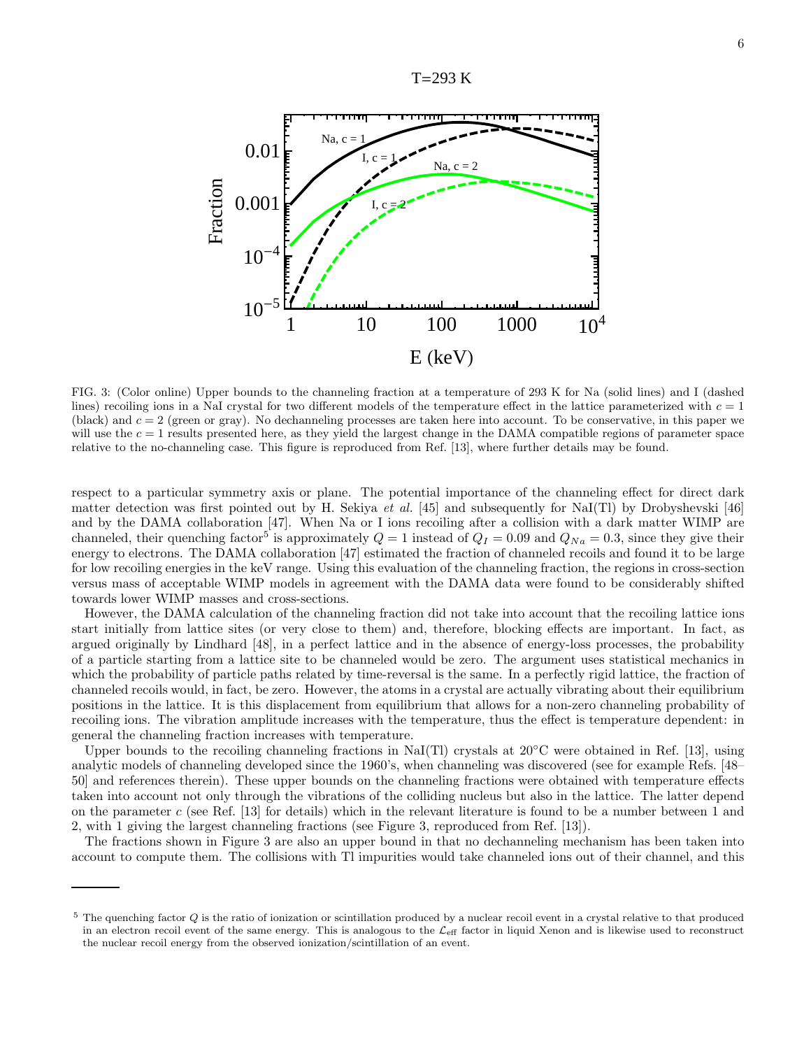FIG. 3: (Color online) Upper bounds to the channeling fraction at a temperature of 293 K for Na (solid lines) and I (dashed lines) recoiling ions in a NaI crystal for two different models of the temperature effect in the lattice parameterized with $c = 1$ (black) and $c = 2$ (green or gray). No dechanneling processes are taken here into account. To be conservative, in this paper we will use the $c = 1$ results presented here, as they yield the largest change in the DAMA compatible regions of parameter space relative to the no-channeling case. This figure is reproduced from Ref. [13], where further details may be found.

respect to a particular symmetry axis or plane. The potential importance of the channeling effect for direct dark matter detection was first pointed out by H. Sekiya *et al.* [45] and subsequently for NaI(Tl) by Drobyshevski [46] and by the DAMA collaboration [47]. When Na or I ions recoiling after a collision with a dark matter WIMP are channeled, their quenching factor[5] is approximately $Q = 1$ instead of $Q_I = 0.09$ and $Q_{Na} = 0.3$, since they give their energy to electrons. The DAMA collaboration [47] estimated the fraction of channeled recoils and found it to be large for low recoiling energies in the keV range. Using this evaluation of the channeling fraction, the regions in cross-section versus mass of acceptable WIMP models in agreement with the DAMA data were found to be considerably shifted towards lower WIMP masses and cross-sections.

However, the DAMA calculation of the channeling fraction did not take into account that the recoiling lattice ions start initially from lattice sites (or very close to them) and, therefore, blocking effects are important. In fact, as argued originally by Lindhard [48], in a perfect lattice and in the absence of energy-loss processes, the probability of a particle starting from a lattice site to be channeled would be zero. The argument uses statistical mechanics in which the probability of particle paths related by time-reversal is the same. In a perfectly rigid lattice, the fraction of channeled recoils would, in fact, be zero. However, the atoms in a crystal are actually vibrating about their equilibrium positions in the lattice. It is this displacement from equilibrium that allows for a non-zero channeling probability of recoiling ions. The vibration amplitude increases with the temperature, thus the effect is temperature dependent: in general the channeling fraction increases with temperature.

Upper bounds to the recoiling channeling fractions in NaI(Tl) crystals at 20°C were obtained in Ref. [13], using analytic models of channeling developed since the 1960's, when channeling was discovered (see for example Refs. [48–50] and references therein). These upper bounds on the channeling fractions were obtained with temperature effects taken into account not only through the vibrations of the colliding nucleus but also in the lattice. The latter depend on the parameter $c$ (see Ref. [13] for details) which in the relevant literature is found to be a number between 1 and 2, with 1 giving the largest channeling fractions (see Figure 3, reproduced from Ref. [13]).

The fractions shown in Figure 3 are also an upper bound in that no dechanneling mechanism has been taken into account to compute them. The collisions with Tl impurities would take channeled ions out of their channel, and this

[5] The quenching factor $Q$ is the ratio of ionization or scintillation produced by a nuclear recoil event in a crystal relative to that produced in an electron recoil event of the same energy. This is analogous to the $\mathcal{L}_{\rm eff}$ factor in liquid Xenon and is likewise used to reconstruct the nuclear recoil energy from the observed ionization/scintillation of an event.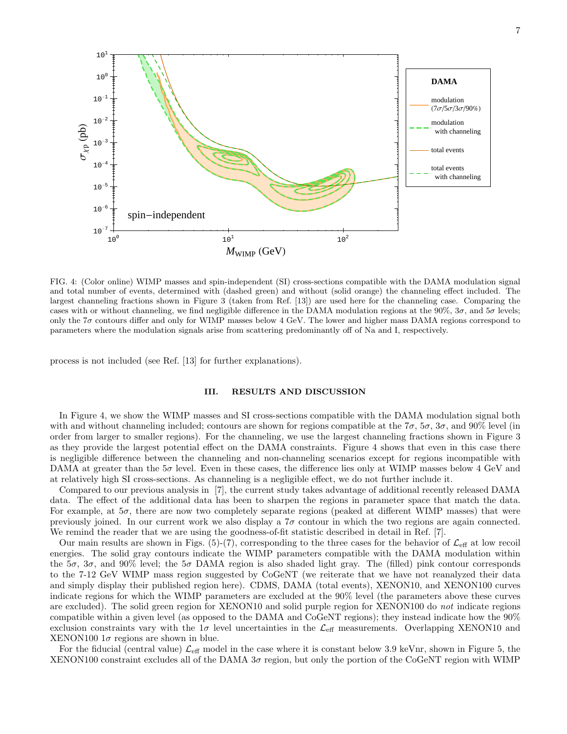FIG. 4: (Color online) WIMP masses and spin-independent (SI) cross-sections compatible with the DAMA modulation signal and total number of events, determined with (dashed green) and without (solid orange) the channeling effect included. The largest channeling fractions shown in Figure 3 (taken from Ref. [13]) are used here for the channeling case. Comparing the cases with or without channeling, we find negligible difference in the DAMA modulation regions at the 90%, $3\sigma$, and $5\sigma$ levels; only the $7\sigma$ contours differ and only for WIMP masses below 4 GeV. The lower and higher mass DAMA regions correspond to parameters where the modulation signals arise from scattering predominantly off of Na and I, respectively.

process is not included (see Ref. [13] for further explanations).

## III. RESULTS AND DISCUSSION

In Figure 4, we show the WIMP masses and SI cross-sections compatible with the DAMA modulation signal both with and without channeling included; contours are shown for regions compatible at the $7\sigma$, $5\sigma$, $3\sigma$, and 90% level (in order from larger to smaller regions). For the channeling, we use the largest channeling fractions shown in Figure 3 as they provide the largest potential effect on the DAMA constraints. Figure 4 shows that even in this case there is negligible difference between the channeling and non-channeling scenarios except for regions incompatible with DAMA at greater than the $5\sigma$ level. Even in these cases, the difference lies only at WIMP masses below 4 GeV and at relatively high SI cross-sections. As channeling is a negligible effect, we do not further include it.

Compared to our previous analysis in [7], the current study takes advantage of additional recently released DAMA data. The effect of the additional data has been to sharpen the regions in parameter space that match the data. For example, at $5\sigma$, there are now two completely separate regions (peaked at different WIMP masses) that were previously joined. In our current work we also display a $7\sigma$ contour in which the two regions are again connected. We remind the reader that we are using the goodness-of-fit statistic described in detail in Ref. [7].

Our main results are shown in Figs. (5)-(7), corresponding to the three cases for the behavior of $\mathcal{L}_{\rm eff}$ at low recoil energies. The solid gray contours indicate the WIMP parameters compatible with the DAMA modulation within the $5\sigma$, $3\sigma$, and 90% level; the $5\sigma$ DAMA region is also shaded light gray. The (filled) pink contour corresponds to the 7-12 GeV WIMP mass region suggested by CoGeNT (we reiterate that we have not reanalyzed their data and simply display their published region here). CDMS, DAMA (total events), XENON10, and XENON100 curves indicate regions for which the WIMP parameters are excluded at the 90% level (the parameters above these curves are excluded). The solid green region for XENON10 and solid purple region for XENON100 do *not* indicate regions compatible within a given level (as opposed to the DAMA and CoGeNT regions); they instead indicate how the 90% exclusion constraints vary with the $1\sigma$ level uncertainties in the $\mathcal{L}_{\rm eff}$ measurements. Overlapping XENON10 and XENON100 $1\sigma$ regions are shown in blue.

For the fiducial (central value) $\mathcal{L}_{\rm eff}$ model in the case where it is constant below 3.9 keVnr, shown in Figure 5, the XENON100 constraint excludes all of the DAMA $3\sigma$ region, but only the portion of the CoGeNT region with WIMP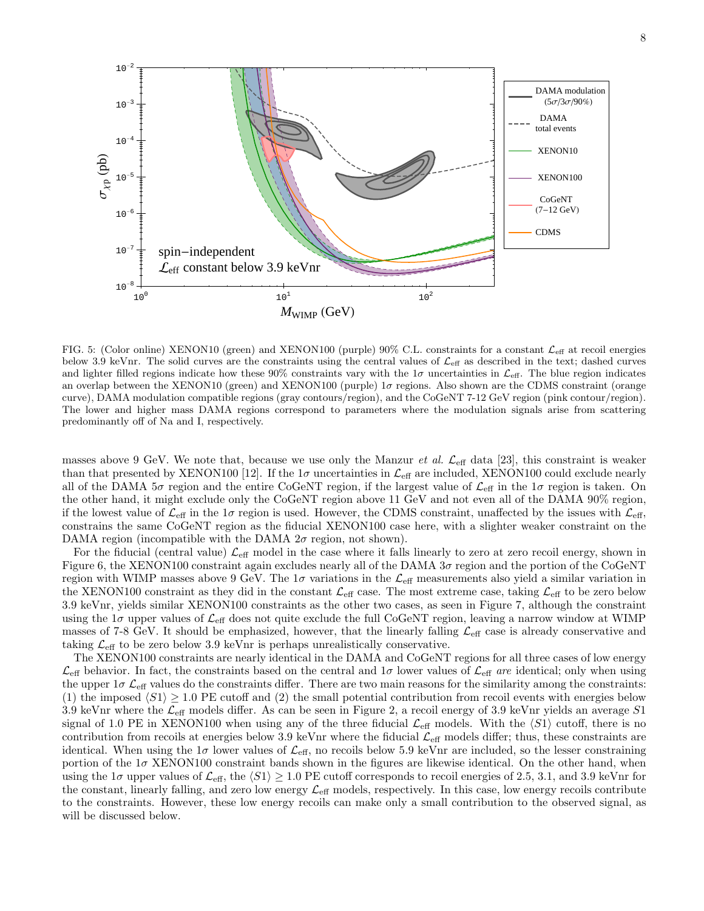FIG. 5: (Color online) XENON10 (green) and XENON100 (purple) 90% C.L. constraints for a constant $\mathcal{L}_{\rm eff}$ at recoil energies below 3.9 keVnr. The solid curves are the constraints using the central values of $\mathcal{L}_{\rm eff}$ as described in the text; dashed curves and lighter filled regions indicate how these 90% constraints vary with the $1\sigma$ uncertainties in $\mathcal{L}_{\rm eff}$. The blue region indicates an overlap between the XENON10 (green) and XENON100 (purple) $1\sigma$ regions. Also shown are the CDMS constraint (orange curve), DAMA modulation compatible regions (gray contours/region), and the CoGeNT 7-12 GeV region (pink contour/region). The lower and higher mass DAMA regions correspond to parameters where the modulation signals arise from scattering predominantly off of Na and I, respectively.

masses above 9 GeV. We note that, because we use only the Manzur *et al.* $\mathcal{L}_{\rm eff}$ data [23], this constraint is weaker than that presented by XENON100 [12]. If the $1\sigma$ uncertainties in $\mathcal{L}_{\rm eff}$ are included, XENON100 could exclude nearly all of the DAMA $5\sigma$ region and the entire CoGeNT region, if the largest value of $\mathcal{L}_{\rm eff}$ in the $1\sigma$ region is taken. On the other hand, it might exclude only the CoGeNT region above 11 GeV and not even all of the DAMA 90% region, if the lowest value of $\mathcal{L}_{\rm eff}$ in the $1\sigma$ region is used. However, the CDMS constraint, unaffected by the issues with $\mathcal{L}_{\rm eff}$, constrains the same CoGeNT region as the fiducial XENON100 case here, with a slighter weaker constraint on the DAMA region (incompatible with the DAMA $2\sigma$ region, not shown).

For the fiducial (central value) $\mathcal{L}_{\rm eff}$ model in the case where it falls linearly to zero at zero recoil energy, shown in Figure 6, the XENON100 constraint again excludes nearly all of the DAMA $3\sigma$ region and the portion of the CoGeNT region with WIMP masses above 9 GeV. The $1\sigma$ variations in the $\mathcal{L}_{\rm eff}$ measurements also yield a similar variation in the XENON100 constraint as they did in the constant $\mathcal{L}_{\rm eff}$ case. The most extreme case, taking $\mathcal{L}_{\rm eff}$ to be zero below 3.9 keVnr, yields similar XENON100 constraints as the other two cases, as seen in Figure 7, although the constraint using the $1\sigma$ upper values of $\mathcal{L}_{\rm eff}$ does not quite exclude the full CoGeNT region, leaving a narrow window at WIMP masses of 7-8 GeV. It should be emphasized, however, that the linearly falling $\mathcal{L}_{\rm eff}$ case is already conservative and taking $\mathcal{L}_{\rm eff}$ to be zero below 3.9 keVnr is perhaps unrealistically conservative.

The XENON100 constraints are nearly identical in the DAMA and CoGeNT regions for all three cases of low energy $\mathcal{L}_{\rm eff}$ behavior. In fact, the constraints based on the central and $1\sigma$ lower values of $\mathcal{L}_{\rm eff}$ *are* identical; only when using the upper $1\sigma$ $\mathcal{L}_{\rm eff}$ values do the constraints differ. There are two main reasons for the similarity among the constraints: (1) the imposed $\langle S1\rangle \geq 1.0$ PE cutoff and (2) the small potential contribution from recoil events with energies below 3.9 keVnr where the $\mathcal{L}_{\rm eff}$ models differ. As can be seen in Figure 2, a recoil energy of 3.9 keVnr yields an average $S1$ signal of 1.0 PE in XENON100 when using any of the three fiducial $\mathcal{L}_{\rm eff}$ models. With the $\langle S1\rangle$ cutoff, there is no contribution from recoils at energies below 3.9 keVnr where the fiducial $\mathcal{L}_{\rm eff}$ models differ; thus, these constraints are identical. When using the $1\sigma$ lower values of $\mathcal{L}_{\rm eff}$, no recoils below 5.9 keVnr are included, so the lesser constraining portion of the $1\sigma$ XENON100 constraint bands shown in the figures are likewise identical. On the other hand, when using the $1\sigma$ upper values of $\mathcal{L}_{\rm eff}$, the $\langle S1\rangle \geq 1.0$ PE cutoff corresponds to recoil energies of 2.5, 3.1, and 3.9 keVnr for the constant, linearly falling, and zero low energy $\mathcal{L}_{\rm eff}$ models, respectively. In this case, low energy recoils contribute to the constraints. However, these low energy recoils can make only a small contribution to the observed signal, as will be discussed below.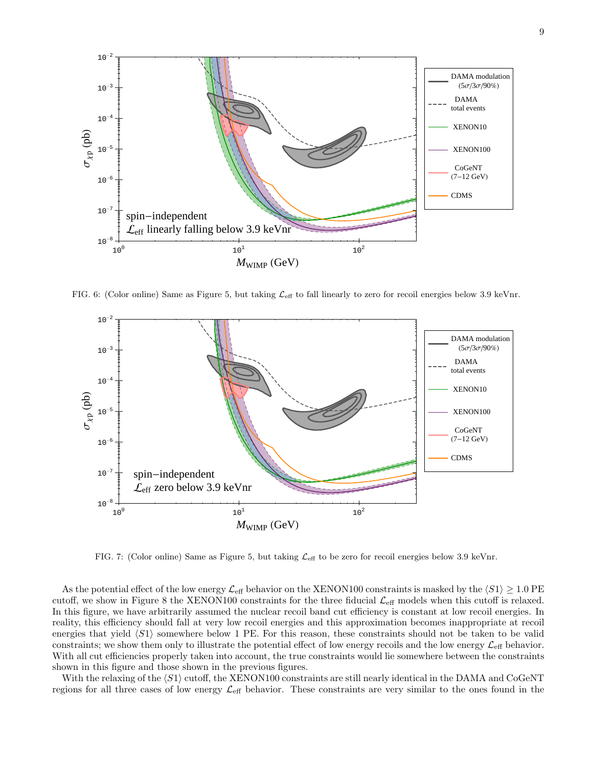FIG. 6: (Color online) Same as Figure 5, but taking $\mathcal{L}_{\text{eff}}$ to fall linearly to zero for recoil energies below 3.9 keVnr.

FIG. 7: (Color online) Same as Figure 5, but taking $\mathcal{L}_{\text{eff}}$ to be zero for recoil energies below 3.9 keVnr.

As the potential effect of the low energy $\mathcal{L}_{\text{eff}}$ behavior on the XENON100 constraints is masked by the $\langle S1 \rangle \geq 1.0$ PE cutoff, we show in Figure 8 the XENON100 constraints for the three fiducial $\mathcal{L}_{\text{eff}}$ models when this cutoff is relaxed. In this figure, we have arbitrarily assumed the nuclear recoil band cut efficiency is constant at low recoil energies. In reality, this efficiency should fall at very low recoil energies and this approximation becomes inappropriate at recoil energies that yield $\langle S1 \rangle$ somewhere below 1 PE. For this reason, these constraints should not be taken to be valid constraints; we show them only to illustrate the potential effect of low energy recoils and the low energy $\mathcal{L}_{\text{eff}}$ behavior. With all cut efficiencies properly taken into account, the true constraints would lie somewhere between the constraints shown in this figure and those shown in the previous figures.

With the relaxing of the $\langle S1 \rangle$ cutoff, the XENON100 constraints are still nearly identical in the DAMA and CoGeNT regions for all three cases of low energy $\mathcal{L}_{\text{eff}}$ behavior. These constraints are very similar to the ones found in the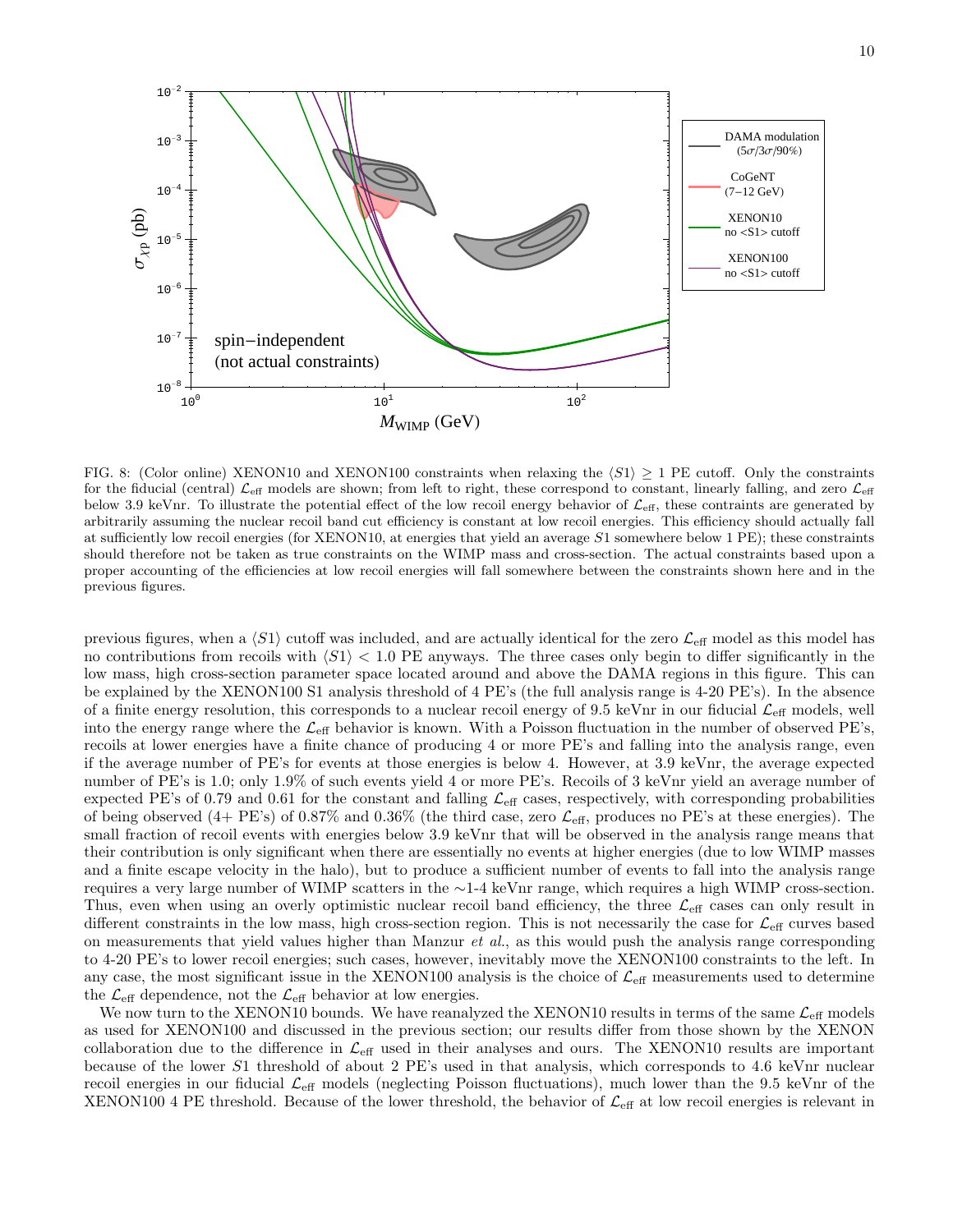FIG. 8: (Color online) XENON10 and XENON100 constraints when relaxing the $\langle S1 \rangle \geq 1$ PE cutoff. Only the constraints for the fiducial (central) $\mathcal{L}_{\rm eff}$ models are shown; from left to right, these correspond to constant, linearly falling, and zero $\mathcal{L}_{\rm eff}$ below 3.9 keVnr. To illustrate the potential effect of the low recoil energy behavior of $\mathcal{L}_{\rm eff}$, these contraints are generated by arbitrarily assuming the nuclear recoil band cut efficiency is constant at low recoil energies. This efficiency should actually fall at sufficiently low recoil energies (for XENON10, at energies that yield an average $S1$ somewhere below 1 PE); these constraints should therefore not be taken as true constraints on the WIMP mass and cross-section. The actual constraints based upon a proper accounting of the efficiencies at low recoil energies will fall somewhere between the constraints shown here and in the previous figures.

previous figures, when a $\langle S1 \rangle$ cutoff was included, and are actually identical for the zero $\mathcal{L}_{\rm eff}$ model as this model has no contributions from recoils with $\langle S1 \rangle < 1.0$ PE anyways. The three cases only begin to differ significantly in the low mass, high cross-section parameter space located around and above the DAMA regions in this figure. This can be explained by the XENON100 S1 analysis threshold of 4 PE's (the full analysis range is 4-20 PE's). In the absence of a finite energy resolution, this corresponds to a nuclear recoil energy of 9.5 keVnr in our fiducial $\mathcal{L}_{\rm eff}$ models, well into the energy range where the $\mathcal{L}_{\rm eff}$ behavior is known. With a Poisson fluctuation in the number of observed PE's, recoils at lower energies have a finite chance of producing 4 or more PE's and falling into the analysis range, even if the average number of PE's for events at those energies is below 4. However, at 3.9 keVnr, the average expected number of PE's is 1.0; only 1.9% of such events yield 4 or more PE's. Recoils of 3 keVnr yield an average number of expected PE's of 0.79 and 0.61 for the constant and falling $\mathcal{L}_{\rm eff}$ cases, respectively, with corresponding probabilities of being observed (4+ PE's) of 0.87% and 0.36% (the third case, zero $\mathcal{L}_{\rm eff}$, produces no PE's at these energies). The small fraction of recoil events with energies below 3.9 keVnr that will be observed in the analysis range means that their contribution is only significant when there are essentially no events at higher energies (due to low WIMP masses and a finite escape velocity in the halo), but to produce a sufficient number of events to fall into the analysis range requires a very large number of WIMP scatters in the $\sim$1-4 keVnr range, which requires a high WIMP cross-section. Thus, even when using an overly optimistic nuclear recoil band efficiency, the three $\mathcal{L}_{\rm eff}$ cases can only result in different constraints in the low mass, high cross-section region. This is not necessarily the case for $\mathcal{L}_{\rm eff}$ curves based on measurements that yield values higher than Manzur *et al.*, as this would push the analysis range corresponding to 4-20 PE's to lower recoil energies; such cases, however, inevitably move the XENON100 constraints to the left. In any case, the most significant issue in the XENON100 analysis is the choice of $\mathcal{L}_{\rm eff}$ measurements used to determine the $\mathcal{L}_{\rm eff}$ dependence, not the $\mathcal{L}_{\rm eff}$ behavior at low energies.

We now turn to the XENON10 bounds. We have reanalyzed the XENON10 results in terms of the same $\mathcal{L}_{\rm eff}$ models as used for XENON100 and discussed in the previous section; our results differ from those shown by the XENON collaboration due to the difference in $\mathcal{L}_{\rm eff}$ used in their analyses and ours. The XENON10 results are important because of the lower $S1$ threshold of about 2 PE's used in that analysis, which corresponds to 4.6 keVnr nuclear recoil energies in our fiducial $\mathcal{L}_{\rm eff}$ models (neglecting Poisson fluctuations), much lower than the 9.5 keVnr of the XENON100 4 PE threshold. Because of the lower threshold, the behavior of $\mathcal{L}_{\rm eff}$ at low recoil energies is relevant in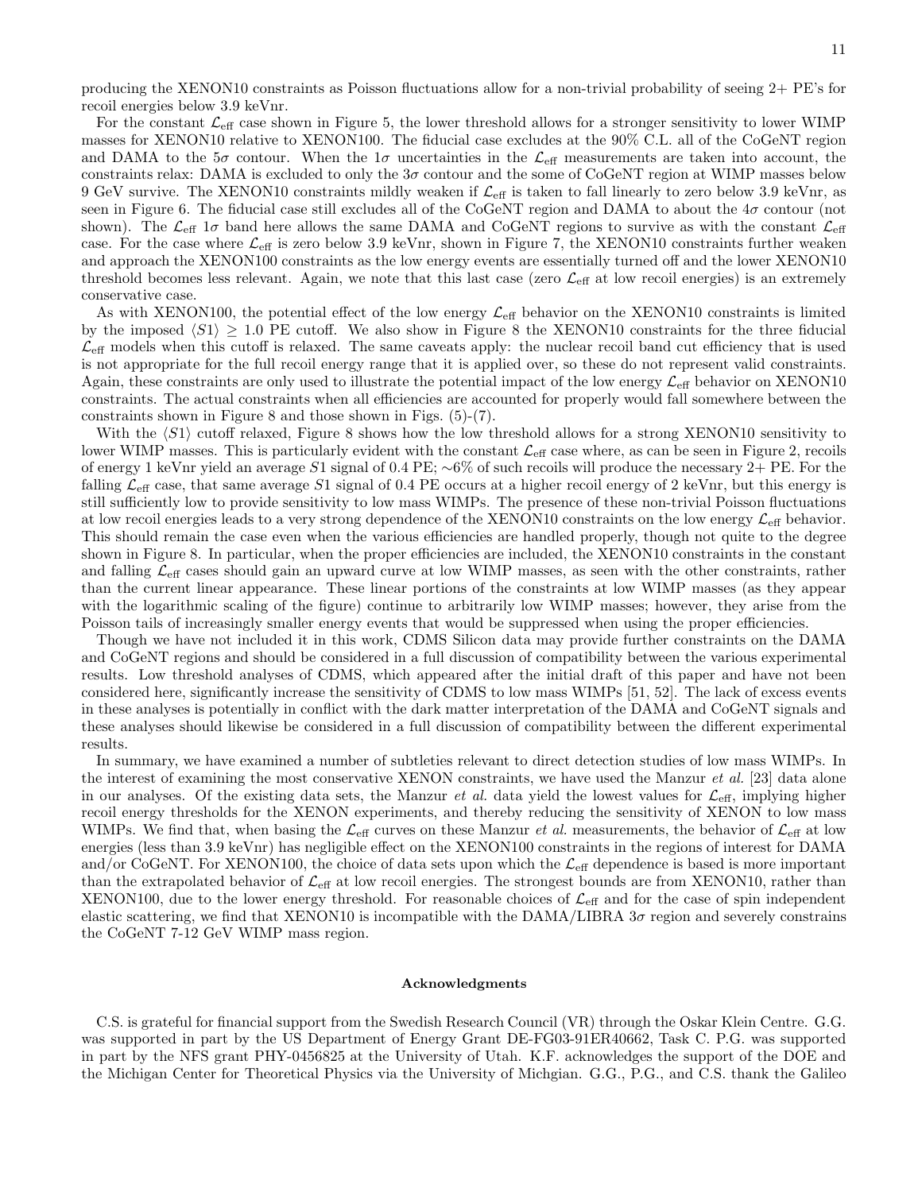producing the XENON10 constraints as Poisson fluctuations allow for a non-trivial probability of seeing 2+ PE's for recoil energies below 3.9 keVnr.

For the constant $\mathcal{L}_{\rm eff}$ case shown in Figure 5, the lower threshold allows for a stronger sensitivity to lower WIMP masses for XENON10 relative to XENON100. The fiducial case excludes at the 90% C.L. all of the CoGeNT region and DAMA to the $5\sigma$ contour. When the $1\sigma$ uncertainties in the $\mathcal{L}_{\rm eff}$ measurements are taken into account, the constraints relax: DAMA is excluded to only the $3\sigma$ contour and the some of CoGeNT region at WIMP masses below 9 GeV survive. The XENON10 constraints mildly weaken if $\mathcal{L}_{\rm eff}$ is taken to fall linearly to zero below 3.9 keVnr, as seen in Figure 6. The fiducial case still excludes all of the CoGeNT region and DAMA to about the $4\sigma$ contour (not shown). The $\mathcal{L}_{\rm eff}$ $1\sigma$ band here allows the same DAMA and CoGeNT regions to survive as with the constant $\mathcal{L}_{\rm eff}$ case. For the case where $\mathcal{L}_{\rm eff}$ is zero below 3.9 keVnr, shown in Figure 7, the XENON10 constraints further weaken and approach the XENON100 constraints as the low energy events are essentially turned off and the lower XENON10 threshold becomes less relevant. Again, we note that this last case (zero $\mathcal{L}_{\rm eff}$ at low recoil energies) is an extremely conservative case.

As with XENON100, the potential effect of the low energy $\mathcal{L}_{\rm eff}$ behavior on the XENON10 constraints is limited by the imposed $\langle S1 \rangle \geq 1.0$ PE cutoff. We also show in Figure 8 the XENON10 constraints for the three fiducial $\mathcal{L}_{\rm eff}$ models when this cutoff is relaxed. The same caveats apply: the nuclear recoil band cut efficiency that is used is not appropriate for the full recoil energy range that it is applied over, so these do not represent valid constraints. Again, these constraints are only used to illustrate the potential impact of the low energy $\mathcal{L}_{\rm eff}$ behavior on XENON10 constraints. The actual constraints when all efficiencies are accounted for properly would fall somewhere between the constraints shown in Figure 8 and those shown in Figs. (5)-(7).

With the $\langle S1 \rangle$ cutoff relaxed, Figure 8 shows how the low threshold allows for a strong XENON10 sensitivity to lower WIMP masses. This is particularly evident with the constant $\mathcal{L}_{\rm eff}$ case where, as can be seen in Figure 2, recoils of energy 1 keVnr yield an average $S1$ signal of 0.4 PE; $\sim$6% of such recoils will produce the necessary 2+ PE. For the falling $\mathcal{L}_{\rm eff}$ case, that same average $S1$ signal of 0.4 PE occurs at a higher recoil energy of 2 keVnr, but this energy is still sufficiently low to provide sensitivity to low mass WIMPs. The presence of these non-trivial Poisson fluctuations at low recoil energies leads to a very strong dependence of the XENON10 constraints on the low energy $\mathcal{L}_{\rm eff}$ behavior. This should remain the case even when the various efficiencies are handled properly, though not quite to the degree shown in Figure 8. In particular, when the proper efficiencies are included, the XENON10 constraints in the constant and falling $\mathcal{L}_{\rm eff}$ cases should gain an upward curve at low WIMP masses, as seen with the other constraints, rather than the current linear appearance. These linear portions of the constraints at low WIMP masses (as they appear with the logarithmic scaling of the figure) continue to arbitrarily low WIMP masses; however, they arise from the Poisson tails of increasingly smaller energy events that would be suppressed when using the proper efficiencies.

Though we have not included it in this work, CDMS Silicon data may provide further constraints on the DAMA and CoGeNT regions and should be considered in a full discussion of compatibility between the various experimental results. Low threshold analyses of CDMS, which appeared after the initial draft of this paper and have not been considered here, significantly increase the sensitivity of CDMS to low mass WIMPs [51, 52]. The lack of excess events in these analyses is potentially in conflict with the dark matter interpretation of the DAMA and CoGeNT signals and these analyses should likewise be considered in a full discussion of compatibility between the different experimental results.

In summary, we have examined a number of subtleties relevant to direct detection studies of low mass WIMPs. In the interest of examining the most conservative XENON constraints, we have used the Manzur *et al.* [23] data alone in our analyses. Of the existing data sets, the Manzur *et al.* data yield the lowest values for $\mathcal{L}_{\rm eff}$, implying higher recoil energy thresholds for the XENON experiments, and thereby reducing the sensitivity of XENON to low mass WIMPs. We find that, when basing the $\mathcal{L}_{\rm eff}$ curves on these Manzur *et al.* measurements, the behavior of $\mathcal{L}_{\rm eff}$ at low energies (less than 3.9 keVnr) has negligible effect on the XENON100 constraints in the regions of interest for DAMA and/or CoGeNT. For XENON100, the choice of data sets upon which the $\mathcal{L}_{\rm eff}$ dependence is based is more important than the extrapolated behavior of $\mathcal{L}_{\rm eff}$ at low recoil energies. The strongest bounds are from XENON10, rather than XENON100, due to the lower energy threshold. For reasonable choices of $\mathcal{L}_{\rm eff}$ and for the case of spin independent elastic scattering, we find that XENON10 is incompatible with the DAMA/LIBRA $3\sigma$ region and severely constrains the CoGeNT 7-12 GeV WIMP mass region.

## Acknowledgments

C.S. is grateful for financial support from the Swedish Research Council (VR) through the Oskar Klein Centre. G.G. was supported in part by the US Department of Energy Grant DE-FG03-91ER40662, Task C. P.G. was supported in part by the NFS grant PHY-0456825 at the University of Utah. K.F. acknowledges the support of the DOE and the Michigan Center for Theoretical Physics via the University of Michgian. G.G., P.G., and C.S. thank the Galileo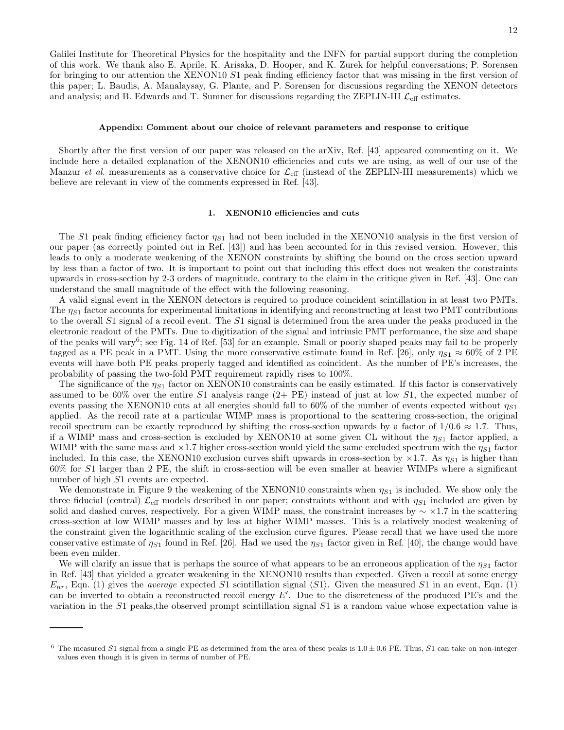Galilei Institute for Theoretical Physics for the hospitality and the INFN for partial support during the completion of this work. We thank also E. Aprile, K. Arisaka, D. Hooper, and K. Zurek for helpful conversations; P. Sorensen for bringing to our attention the XENON10 $S1$ peak finding efficiency factor that was missing in the first version of this paper; L. Baudis, A. Manalaysay, G. Plante, and P. Sorensen for discussions regarding the XENON detectors and analysis; and B. Edwards and T. Sumner for discussions regarding the ZEPLIN-III $\mathcal{L}_{\text{eff}}$ estimates.

## Appendix: Comment about our choice of relevant parameters and response to critique

Shortly after the first version of our paper was released on the arXiv, Ref. [43] appeared commenting on it. We include here a detailed explanation of the XENON10 efficiencies and cuts we are using, as well of our use of the Manzur *et al.* measurements as a conservative choice for $\mathcal{L}_{\text{eff}}$ (instead of the ZEPLIN-III measurements) which we believe are relevant in view of the comments expressed in Ref. [43].

### 1. XENON10 efficiencies and cuts

The $S1$ peak finding efficiency factor $\eta_{S1}$ had not been included in the XENON10 analysis in the first version of our paper (as correctly pointed out in Ref. [43]) and has been accounted for in this revised version. However, this leads to only a moderate weakening of the XENON constraints by shifting the bound on the cross section upward by less than a factor of two. It is important to point out that including this effect does not weaken the constraints upwards in cross-section by 2-3 orders of magnitude, contrary to the claim in the critique given in Ref. [43]. One can understand the small magnitude of the effect with the following reasoning.

A valid signal event in the XENON detectors is required to produce coincident scintillation in at least two PMTs. The $\eta_{S1}$ factor accounts for experimental limitations in identifying and reconstructing at least two PMT contributions to the overall $S1$ signal of a recoil event. The $S1$ signal is determined from the area under the peaks produced in the electronic readout of the PMTs. Due to digitization of the signal and intrinsic PMT performance, the size and shape of the peaks will vary[6]; see Fig. 14 of Ref. [53] for an example. Small or poorly shaped peaks may fail to be properly tagged as a PE peak in a PMT. Using the more conservative estimate found in Ref. [26], only $\eta_{S1} \approx 60\%$ of 2 PE events will have both PE peaks properly tagged and identified as coincident. As the number of PE's increases, the probability of passing the two-fold PMT requirement rapidly rises to 100%.

The significance of the $\eta_{S1}$ factor on XENON10 constraints can be easily estimated. If this factor is conservatively assumed to be 60% over the entire $S1$ analysis range (2+ PE) instead of just at low $S1$, the expected number of events passing the XENON10 cuts at all energies should fall to 60% of the number of events expected without $\eta_{S1}$ applied. As the recoil rate at a particular WIMP mass is proportional to the scattering cross-section, the original recoil spectrum can be exactly reproduced by shifting the cross-section upwards by a factor of $1/0.6 \approx 1.7$. Thus, if a WIMP mass and cross-section is excluded by XENON10 at some given CL without the $\eta_{S1}$ factor applied, a WIMP with the same mass and $\times 1.7$ higher cross-section would yield the same excluded spectrum with the $\eta_{S1}$ factor included. In this case, the XENON10 exclusion curves shift upwards in cross-section by $\times 1.7$. As $\eta_{S1}$ is higher than 60% for $S1$ larger than 2 PE, the shift in cross-section will be even smaller at heavier WIMPs where a significant number of high $S1$ events are expected.

We demonstrate in Figure 9 the weakening of the XENON10 constraints when $\eta_{S1}$ is included. We show only the three fiducial (central) $\mathcal{L}_{\text{eff}}$ models described in our paper; constraints without and with $\eta_{S1}$ included are given by solid and dashed curves, respectively. For a given WIMP mass, the constraint increases by $\sim \times 1.7$ in the scattering cross-section at low WIMP masses and by less at higher WIMP masses. This is a relatively modest weakening of the constraint given the logarithmic scaling of the exclusion curve figures. Please recall that we have used the more conservative estimate of $\eta_{S1}$ found in Ref. [26]. Had we used the $\eta_{S1}$ factor given in Ref. [40], the change would have been even milder.

We will clarify an issue that is perhaps the source of what appears to be an erroneous application of the $\eta_{S1}$ factor in Ref. [43] that yielded a greater weakening in the XENON10 results than expected. Given a recoil at some energy $E_{nr}$, Eqn. (1) gives the *average* expected $S1$ scintillation signal $\langle S1 \rangle$. Given the measured $S1$ in an event, Eqn. (1) can be inverted to obtain a reconstructed recoil energy $E'$. Due to the discreteness of the produced PE's and the variation in the $S1$ peaks,the observed prompt scintillation signal $S1$ is a random value whose expectation value is

[6] The measured $S1$ signal from a single PE as determined from the area of these peaks is $1.0 \pm 0.6$ PE. Thus, $S1$ can take on non-integer values even though it is given in terms of number of PE.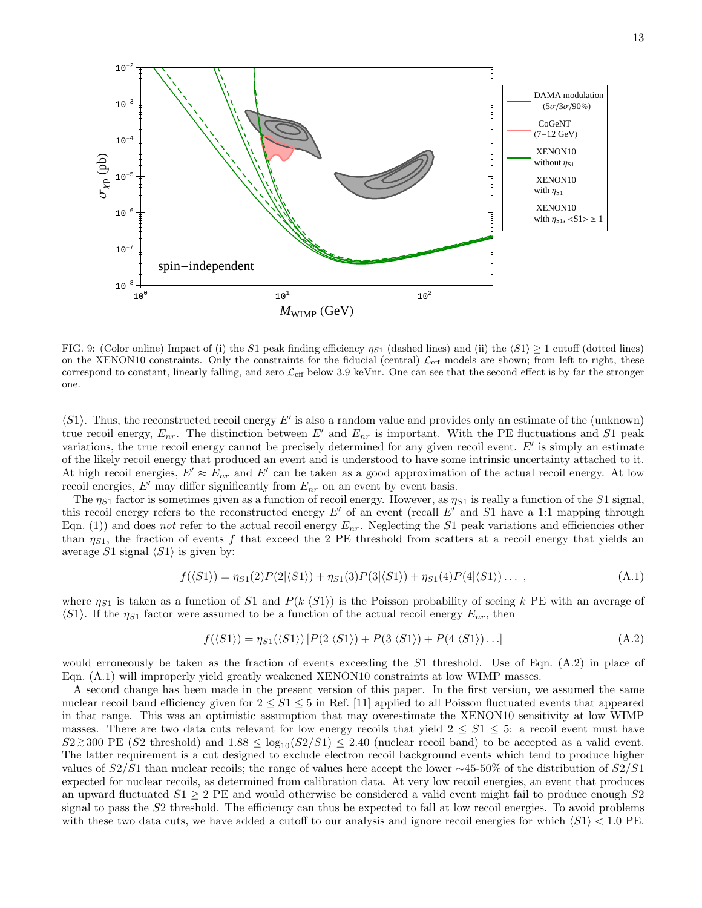FIG. 9: (Color online) Impact of (i) the $S1$ peak finding efficiency $\eta_{S1}$ (dashed lines) and (ii) the $\langle S1 \rangle \geq 1$ cutoff (dotted lines) on the XENON10 constraints. Only the constraints for the fiducial (central) $\mathcal{L}_{\rm eff}$ models are shown; from left to right, these correspond to constant, linearly falling, and zero $\mathcal{L}_{\rm eff}$ below 3.9 keVnr. One can see that the second effect is by far the stronger one.

$\langle S1 \rangle$. Thus, the reconstructed recoil energy $E'$ is also a random value and provides only an estimate of the (unknown) true recoil energy, $E_{nr}$. The distinction between $E'$ and $E_{nr}$ is important. With the PE fluctuations and $S1$ peak variations, the true recoil energy cannot be precisely determined for any given recoil event. $E'$ is simply an estimate of the likely recoil energy that produced an event and is understood to have some intrinsic uncertainty attached to it. At high recoil energies, $E' \approx E_{nr}$ and $E'$ can be taken as a good approximation of the actual recoil energy. At low recoil energies, $E'$ may differ significantly from $E_{nr}$ on an event by event basis.

The $\eta_{S1}$ factor is sometimes given as a function of recoil energy. However, as $\eta_{S1}$ is really a function of the $S1$ signal, this recoil energy refers to the reconstructed energy $E'$ of an event (recall $E'$ and $S1$ have a 1:1 mapping through Eqn. (1)) and does *not* refer to the actual recoil energy $E_{nr}$. Neglecting the $S1$ peak variations and efficiencies other than $\eta_{S1}$, the fraction of events $f$ that exceed the 2 PE threshold from scatters at a recoil energy that yields an average $S1$ signal $\langle S1 \rangle$ is given by:

$$f(\langle S1 \rangle) = \eta_{S1}(2) P(2|\langle S1 \rangle) + \eta_{S1}(3) P(3|\langle S1 \rangle) + \eta_{S1}(4) P(4|\langle S1 \rangle) \ldots \,, \tag{A.1}$$

where $\eta_{S1}$ is taken as a function of $S1$ and $P(k|\langle S1 \rangle)$ is the Poisson probability of seeing $k$ PE with an average of $\langle S1 \rangle$. If the $\eta_{S1}$ factor were assumed to be a function of the actual recoil energy $E_{nr}$, then

$$f(\langle S1 \rangle) = \eta_{S1}(\langle S1 \rangle) \left[ P(2|\langle S1 \rangle) + P(3|\langle S1 \rangle) + P(4|\langle S1 \rangle) \ldots \right] \tag{A.2}$$

would erroneously be taken as the fraction of events exceeding the $S1$ threshold. Use of Eqn. (A.2) in place of Eqn. (A.1) will improperly yield greatly weakened XENON10 constraints at low WIMP masses.

A second change has been made in the present version of this paper. In the first version, we assumed the same nuclear recoil band efficiency given for $2 \leq S1 \leq 5$ in Ref. [11] applied to all Poisson fluctuated events that appeared in that range. This was an optimistic assumption that may overestimate the XENON10 sensitivity at low WIMP masses. There are two data cuts relevant for low energy recoils that yield $2 \leq S1 \leq 5$: a recoil event must have $S2 \gtrsim 300$ PE ($S2$ threshold) and $1.88 \leq \log_{10}(S2/S1) \leq 2.40$ (nuclear recoil band) to be accepted as a valid event. The latter requirement is a cut designed to exclude electron recoil background events which tend to produce higher values of $S2/S1$ than nuclear recoils; the range of values here accept the lower ∼45-50% of the distribution of $S2/S1$ expected for nuclear recoils, as determined from calibration data. At very low recoil energies, an event that produces an upward fluctuated $S1 \geq 2$ PE and would otherwise be considered a valid event might fail to produce enough $S2$ signal to pass the $S2$ threshold. The efficiency can thus be expected to fall at low recoil energies. To avoid problems with these two data cuts, we have added a cutoff to our analysis and ignore recoil energies for which $\langle S1 \rangle < 1.0$ PE.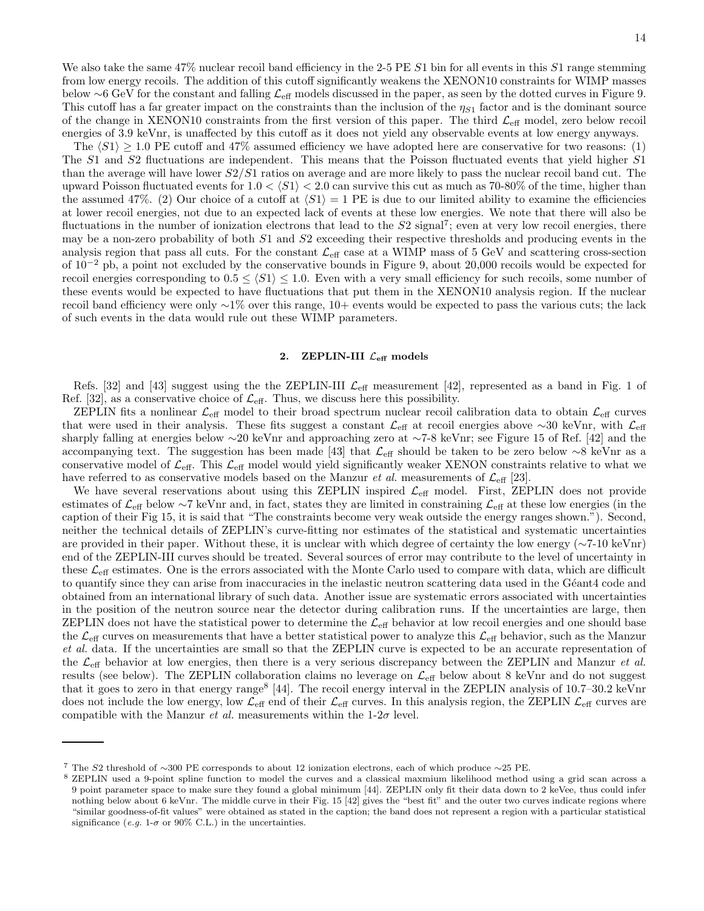We also take the same 47% nuclear recoil band efficiency in the 2-5 PE $S1$ bin for all events in this $S1$ range stemming from low energy recoils. The addition of this cutoff significantly weakens the XENON10 constraints for WIMP masses below ∼6 GeV for the constant and falling $\mathcal{L}_{\rm eff}$ models discussed in the paper, as seen by the dotted curves in Figure 9. This cutoff has a far greater impact on the constraints than the inclusion of the $\eta_{S1}$ factor and is the dominant source of the change in XENON10 constraints from the first version of this paper. The third $\mathcal{L}_{\rm eff}$ model, zero below recoil energies of 3.9 keVnr, is unaffected by this cutoff as it does not yield any observable events at low energy anyways.

The $\langle S1 \rangle \geq 1.0$ PE cutoff and 47% assumed efficiency we have adopted here are conservative for two reasons: (1) The $S1$ and $S2$ fluctuations are independent. This means that the Poisson fluctuated events that yield higher $S1$ than the average will have lower $S2/S1$ ratios on average and are more likely to pass the nuclear recoil band cut. The upward Poisson fluctuated events for $1.0 < \langle S1 \rangle < 2.0$ can survive this cut as much as 70-80% of the time, higher than the assumed 47%. (2) Our choice of a cutoff at $\langle S1 \rangle = 1$ PE is due to our limited ability to examine the efficiencies at lower recoil energies, not due to an expected lack of events at these low energies. We note that there will also be fluctuations in the number of ionization electrons that lead to the $S2$ signal[7]; even at very low recoil energies, there may be a non-zero probability of both $S1$ and $S2$ exceeding their respective thresholds and producing events in the analysis region that pass all cuts. For the constant $\mathcal{L}_{\rm eff}$ case at a WIMP mass of 5 GeV and scattering cross-section of $10^{-2}$ pb, a point not excluded by the conservative bounds in Figure 9, about 20,000 recoils would be expected for recoil energies corresponding to $0.5 \leq \langle S1 \rangle \leq 1.0$. Even with a very small efficiency for such recoils, some number of these events would be expected to have fluctuations that put them in the XENON10 analysis region. If the nuclear recoil band efficiency were only ∼1% over this range, 10+ events would be expected to pass the various cuts; the lack of such events in the data would rule out these WIMP parameters.

### 2. ZEPLIN-III $\mathcal{L}_{\rm eff}$ models

Refs. [32] and [43] suggest using the the ZEPLIN-III $\mathcal{L}_{\rm eff}$ measurement [42], represented as a band in Fig. 1 of Ref. [32], as a conservative choice of $\mathcal{L}_{\rm eff}$. Thus, we discuss here this possibility.

ZEPLIN fits a nonlinear $\mathcal{L}_{\rm eff}$ model to their broad spectrum nuclear recoil calibration data to obtain $\mathcal{L}_{\rm eff}$ curves that were used in their analysis. These fits suggest a constant $\mathcal{L}_{\rm eff}$ at recoil energies above ∼30 keVnr, with $\mathcal{L}_{\rm eff}$ sharply falling at energies below ∼20 keVnr and approaching zero at ∼7-8 keVnr; see Figure 15 of Ref. [42] and the accompanying text. The suggestion has been made [43] that $\mathcal{L}_{\rm eff}$ should be taken to be zero below ∼8 keVnr as a conservative model of $\mathcal{L}_{\rm eff}$. This $\mathcal{L}_{\rm eff}$ model would yield significantly weaker XENON constraints relative to what we have referred to as conservative models based on the Manzur *et al.* measurements of $\mathcal{L}_{\rm eff}$ [23].

We have several reservations about using this ZEPLIN inspired $\mathcal{L}_{\rm eff}$ model. First, ZEPLIN does not provide estimates of $\mathcal{L}_{\rm eff}$ below ∼7 keVnr and, in fact, states they are limited in constraining $\mathcal{L}_{\rm eff}$ at these low energies (in the caption of their Fig 15, it is said that "The constraints become very weak outside the energy ranges shown."). Second, neither the technical details of ZEPLIN's curve-fitting nor estimates of the statistical and systematic uncertainties are provided in their paper. Without these, it is unclear with which degree of certainty the low energy (∼7-10 keVnr) end of the ZEPLIN-III curves should be treated. Several sources of error may contribute to the level of uncertainty in these $\mathcal{L}_{\rm eff}$ estimates. One is the errors associated with the Monte Carlo used to compare with data, which are difficult to quantify since they can arise from inaccuracies in the inelastic neutron scattering data used in the Géant4 code and obtained from an international library of such data. Another issue are systematic errors associated with uncertainties in the position of the neutron source near the detector during calibration runs. If the uncertainties are large, then ZEPLIN does not have the statistical power to determine the $\mathcal{L}_{\rm eff}$ behavior at low recoil energies and one should base the $\mathcal{L}_{\rm eff}$ curves on measurements that have a better statistical power to analyze this $\mathcal{L}_{\rm eff}$ behavior, such as the Manzur *et al.* data. If the uncertainties are small so that the ZEPLIN curve is expected to be an accurate representation of the $\mathcal{L}_{\rm eff}$ behavior at low energies, then there is a very serious discrepancy between the ZEPLIN and Manzur *et al.* results (see below). The ZEPLIN collaboration claims no leverage on $\mathcal{L}_{\rm eff}$ below about 8 keVnr and do not suggest that it goes to zero in that energy range[8] [44]. The recoil energy interval in the ZEPLIN analysis of 10.7–30.2 keVnr does not include the low energy, low $\mathcal{L}_{\rm eff}$ end of their $\mathcal{L}_{\rm eff}$ curves. In this analysis region, the ZEPLIN $\mathcal{L}_{\rm eff}$ curves are compatible with the Manzur *et al.* measurements within the 1-2$\sigma$ level.

---

[7] The $S2$ threshold of ∼300 PE corresponds to about 12 ionization electrons, each of which produce ∼25 PE.

[8] ZEPLIN used a 9-point spline function to model the curves and a classical maxmium likelihood method using a grid scan across a 9 point parameter space to make sure they found a global minimum [44]. ZEPLIN only fit their data down to 2 keVee, thus could infer nothing below about 6 keVnr. The middle curve in their Fig. 15 [42] gives the "best fit" and the outer two curves indicate regions where "similar goodness-of-fit values" were obtained as stated in the caption; the band does not represent a region with a particular statistical significance (*e.g.* 1-$\sigma$ or 90% C.L.) in the uncertainties.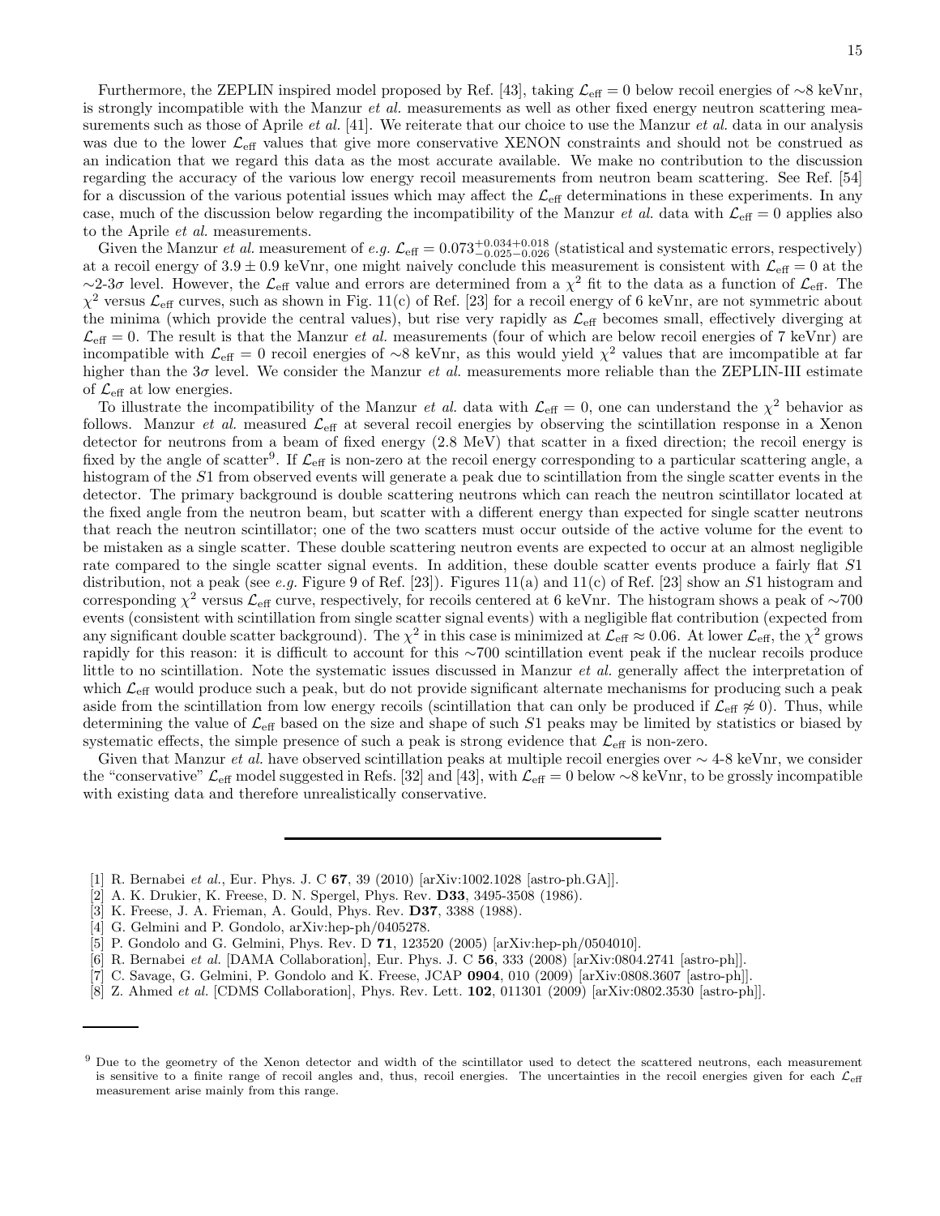Furthermore, the ZEPLIN inspired model proposed by Ref. [43], taking $\mathcal{L}_{\rm eff} = 0$ below recoil energies of ∼8 keVnr, is strongly incompatible with the Manzur *et al.* measurements as well as other fixed energy neutron scattering measurements such as those of Aprile *et al.* [41]. We reiterate that our choice to use the Manzur *et al.* data in our analysis was due to the lower $\mathcal{L}_{\rm eff}$ values that give more conservative XENON constraints and should not be construed as an indication that we regard this data as the most accurate available. We make no contribution to the discussion regarding the accuracy of the various low energy recoil measurements from neutron beam scattering. See Ref. [54] for a discussion of the various potential issues which may affect the $\mathcal{L}_{\rm eff}$ determinations in these experiments. In any case, much of the discussion below regarding the incompatibility of the Manzur *et al.* data with $\mathcal{L}_{\rm eff} = 0$ applies also to the Aprile *et al.* measurements.

Given the Manzur *et al.* measurement of *e.g.* $\mathcal{L}_{\rm eff} = 0.073^{+0.034+0.018}_{-0.025-0.026}$ (statistical and systematic errors, respectively) at a recoil energy of $3.9 \pm 0.9$ keVnr, one might naively conclude this measurement is consistent with $\mathcal{L}_{\rm eff} = 0$ at the ∼2-3$\sigma$ level. However, the $\mathcal{L}_{\rm eff}$ value and errors are determined from a $\chi^2$ fit to the data as a function of $\mathcal{L}_{\rm eff}$. The $\chi^2$ versus $\mathcal{L}_{\rm eff}$ curves, such as shown in Fig. 11(c) of Ref. [23] for a recoil energy of 6 keVnr, are not symmetric about the minima (which provide the central values), but rise very rapidly as $\mathcal{L}_{\rm eff}$ becomes small, effectively diverging at $\mathcal{L}_{\rm eff} = 0$. The result is that the Manzur *et al.* measurements (four of which are below recoil energies of 7 keVnr) are incompatible with $\mathcal{L}_{\rm eff} = 0$ recoil energies of ∼8 keVnr, as this would yield $\chi^2$ values that are imcompatible at far higher than the 3$\sigma$ level. We consider the Manzur *et al.* measurements more reliable than the ZEPLIN-III estimate of $\mathcal{L}_{\rm eff}$ at low energies.

To illustrate the incompatibility of the Manzur *et al.* data with $\mathcal{L}_{\rm eff} = 0$, one can understand the $\chi^2$ behavior as follows. Manzur *et al.* measured $\mathcal{L}_{\rm eff}$ at several recoil energies by observing the scintillation response in a Xenon detector for neutrons from a beam of fixed energy (2.8 MeV) that scatter in a fixed direction; the recoil energy is fixed by the angle of scatter[9]. If $\mathcal{L}_{\rm eff}$ is non-zero at the recoil energy corresponding to a particular scattering angle, a histogram of the $S1$ from observed events will generate a peak due to scintillation from the single scatter events in the detector. The primary background is double scattering neutrons which can reach the neutron scintillator located at the fixed angle from the neutron beam, but scatter with a different energy than expected for single scatter neutrons that reach the neutron scintillator; one of the two scatters must occur outside of the active volume for the event to be mistaken as a single scatter. These double scattering neutron events are expected to occur at an almost negligible rate compared to the single scatter signal events. In addition, these double scatter events produce a fairly flat $S1$ distribution, not a peak (see *e.g.* Figure 9 of Ref. [23]). Figures 11(a) and 11(c) of Ref. [23] show an $S1$ histogram and corresponding $\chi^2$ versus $\mathcal{L}_{\rm eff}$ curve, respectively, for recoils centered at 6 keVnr. The histogram shows a peak of ∼700 events (consistent with scintillation from single scatter signal events) with a negligible flat contribution (expected from any significant double scatter background). The $\chi^2$ in this case is minimized at $\mathcal{L}_{\rm eff} \approx 0.06$. At lower $\mathcal{L}_{\rm eff}$, the $\chi^2$ grows rapidly for this reason: it is difficult to account for this ∼700 scintillation event peak if the nuclear recoils produce little to no scintillation. Note the systematic issues discussed in Manzur *et al.* generally affect the interpretation of which $\mathcal{L}_{\rm eff}$ would produce such a peak, but do not provide significant alternate mechanisms for producing such a peak aside from the scintillation from low energy recoils (scintillation that can only be produced if $\mathcal{L}_{\rm eff} \not\approx 0$). Thus, while determining the value of $\mathcal{L}_{\rm eff}$ based on the size and shape of such $S1$ peaks may be limited by statistics or biased by systematic effects, the simple presence of such a peak is strong evidence that $\mathcal{L}_{\rm eff}$ is non-zero.

Given that Manzur *et al.* have observed scintillation peaks at multiple recoil energies over ∼ 4-8 keVnr, we consider the "conservative" $\mathcal{L}_{\rm eff}$ model suggested in Refs. [32] and [43], with $\mathcal{L}_{\rm eff} = 0$ below ∼8 keVnr, to be grossly incompatible with existing data and therefore unrealistically conservative.

---

[1] R. Bernabei *et al.*, Eur. Phys. J. C **67**, 39 (2010) [arXiv:1002.1028 [astro-ph.GA]].
[2] A. K. Drukier, K. Freese, D. N. Spergel, Phys. Rev. **D33**, 3495-3508 (1986).
[3] K. Freese, J. A. Frieman, A. Gould, Phys. Rev. **D37**, 3388 (1988).
[4] G. Gelmini and P. Gondolo, arXiv:hep-ph/0405278.
[5] P. Gondolo and G. Gelmini, Phys. Rev. D **71**, 123520 (2005) [arXiv:hep-ph/0504010].
[6] R. Bernabei *et al.* [DAMA Collaboration], Eur. Phys. J. C **56**, 333 (2008) [arXiv:0804.2741 [astro-ph]].
[7] C. Savage, G. Gelmini, P. Gondolo and K. Freese, JCAP **0904**, 010 (2009) [arXiv:0808.3607 [astro-ph]].
[8] Z. Ahmed *et al.* [CDMS Collaboration], Phys. Rev. Lett. **102**, 011301 (2009) [arXiv:0802.3530 [astro-ph]].

---

[9] Due to the geometry of the Xenon detector and width of the scintillator used to detect the scattered neutrons, each measurement is sensitive to a finite range of recoil angles and, thus, recoil energies. The uncertainties in the recoil energies given for each $\mathcal{L}_{\rm eff}$ measurement arise mainly from this range.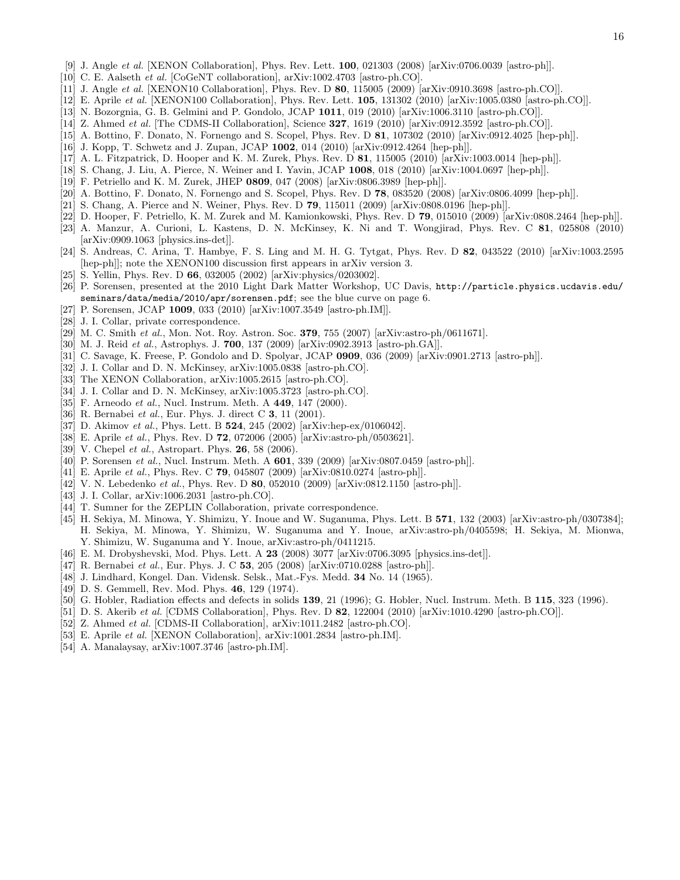[9] J. Angle *et al.* [XENON Collaboration], Phys. Rev. Lett. **100**, 021303 (2008) [arXiv:0706.0039 [astro-ph]].
[10] C. E. Aalseth *et al.* [CoGeNT collaboration], arXiv:1002.4703 [astro-ph.CO].
[11] J. Angle *et al.* [XENON10 Collaboration], Phys. Rev. D **80**, 115005 (2009) [arXiv:0910.3698 [astro-ph.CO]].
[12] E. Aprile *et al.* [XENON100 Collaboration], Phys. Rev. Lett. **105**, 131302 (2010) [arXiv:1005.0380 [astro-ph.CO]].
[13] N. Bozorgnia, G. B. Gelmini and P. Gondolo, JCAP **1011**, 019 (2010) [arXiv:1006.3110 [astro-ph.CO]].
[14] Z. Ahmed *et al.* [The CDMS-II Collaboration], Science **327**, 1619 (2010) [arXiv:0912.3592 [astro-ph.CO]].
[15] A. Bottino, F. Donato, N. Fornengo and S. Scopel, Phys. Rev. D **81**, 107302 (2010) [arXiv:0912.4025 [hep-ph]].
[16] J. Kopp, T. Schwetz and J. Zupan, JCAP **1002**, 014 (2010) [arXiv:0912.4264 [hep-ph]].
[17] A. L. Fitzpatrick, D. Hooper and K. M. Zurek, Phys. Rev. D **81**, 115005 (2010) [arXiv:1003.0014 [hep-ph]].
[18] S. Chang, J. Liu, A. Pierce, N. Weiner and I. Yavin, JCAP **1008**, 018 (2010) [arXiv:1004.0697 [hep-ph]].
[19] F. Petriello and K. M. Zurek, JHEP **0809**, 047 (2008) [arXiv:0806.3989 [hep-ph]].
[20] A. Bottino, F. Donato, N. Fornengo and S. Scopel, Phys. Rev. D **78**, 083520 (2008) [arXiv:0806.4099 [hep-ph]].
[21] S. Chang, A. Pierce and N. Weiner, Phys. Rev. D **79**, 115011 (2009) [arXiv:0808.0196 [hep-ph]].
[22] D. Hooper, F. Petriello, K. M. Zurek and M. Kamionkowski, Phys. Rev. D **79**, 015010 (2009) [arXiv:0808.2464 [hep-ph]].
[23] A. Manzur, A. Curioni, L. Kastens, D. N. McKinsey, K. Ni and T. Wongjirad, Phys. Rev. C **81**, 025808 (2010) [arXiv:0909.1063 [physics.ins-det]].
[24] S. Andreas, C. Arina, T. Hambye, F. S. Ling and M. H. G. Tytgat, Phys. Rev. D **82**, 043522 (2010) [arXiv:1003.2595 [hep-ph]]; note the XENON100 discussion first appears in arXiv version 3.
[25] S. Yellin, Phys. Rev. D **66**, 032005 (2002) [arXiv:physics/0203002].
[26] P. Sorensen, presented at the 2010 Light Dark Matter Workshop, UC Davis, `http://particle.physics.ucdavis.edu/seminars/data/media/2010/apr/sorensen.pdf`; see the blue curve on page 6.
[27] P. Sorensen, JCAP **1009**, 033 (2010) [arXiv:1007.3549 [astro-ph.IM]].
[28] J. I. Collar, private correspondence.
[29] M. C. Smith *et al.*, Mon. Not. Roy. Astron. Soc. **379**, 755 (2007) [arXiv:astro-ph/0611671].
[30] M. J. Reid *et al.*, Astrophys. J. **700**, 137 (2009) [arXiv:0902.3913 [astro-ph.GA]].
[31] C. Savage, K. Freese, P. Gondolo and D. Spolyar, JCAP **0909**, 036 (2009) [arXiv:0901.2713 [astro-ph]].
[32] J. I. Collar and D. N. McKinsey, arXiv:1005.0838 [astro-ph.CO].
[33] The XENON Collaboration, arXiv:1005.2615 [astro-ph.CO].
[34] J. I. Collar and D. N. McKinsey, arXiv:1005.3723 [astro-ph.CO].
[35] F. Arneodo *et al.*, Nucl. Instrum. Meth. A **449**, 147 (2000).
[36] R. Bernabei *et al.*, Eur. Phys. J. direct C **3**, 11 (2001).
[37] D. Akimov *et al.*, Phys. Lett. B **524**, 245 (2002) [arXiv:hep-ex/0106042].
[38] E. Aprile *et al.*, Phys. Rev. D **72**, 072006 (2005) [arXiv:astro-ph/0503621].
[39] V. Chepel *et al.*, Astropart. Phys. **26**, 58 (2006).
[40] P. Sorensen *et al.*, Nucl. Instrum. Meth. A **601**, 339 (2009) [arXiv:0807.0459 [astro-ph]].
[41] E. Aprile *et al.*, Phys. Rev. C **79**, 045807 (2009) [arXiv:0810.0274 [astro-ph]].
[42] V. N. Lebedenko *et al.*, Phys. Rev. D **80**, 052010 (2009) [arXiv:0812.1150 [astro-ph]].
[43] J. I. Collar, arXiv:1006.2031 [astro-ph.CO].
[44] T. Sumner for the ZEPLIN Collaboration, private correspondence.
[45] H. Sekiya, M. Minowa, Y. Shimizu, Y. Inoue and W. Suganuma, Phys. Lett. B **571**, 132 (2003) [arXiv:astro-ph/0307384]; H. Sekiya, M. Minowa, Y. Shimizu, W. Suganuma and Y. Inoue, arXiv:astro-ph/0405598; H. Sekiya, M. Mionwa, Y. Shimizu, W. Suganuma and Y. Inoue, arXiv:astro-ph/0411215.
[46] E. M. Drobyshevski, Mod. Phys. Lett. A **23** (2008) 3077 [arXiv:0706.3095 [physics.ins-det]].
[47] R. Bernabei *et al.*, Eur. Phys. J. C **53**, 205 (2008) [arXiv:0710.0288 [astro-ph]].
[48] J. Lindhard, Kongel. Dan. Vidensk. Selsk., Mat.-Fys. Medd. **34** No. 14 (1965).
[49] D. S. Gemmell, Rev. Mod. Phys. **46**, 129 (1974).
[50] G. Hobler, Radiation effects and defects in solids **139**, 21 (1996); G. Hobler, Nucl. Instrum. Meth. B **115**, 323 (1996).
[51] D. S. Akerib *et al.* [CDMS Collaboration], Phys. Rev. D **82**, 122004 (2010) [arXiv:1010.4290 [astro-ph.CO]].
[52] Z. Ahmed *et al.* [CDMS-II Collaboration], arXiv:1011.2482 [astro-ph.CO].
[53] E. Aprile *et al.* [XENON Collaboration], arXiv:1001.2834 [astro-ph.IM].
[54] A. Manalaysay, arXiv:1007.3746 [astro-ph.IM].